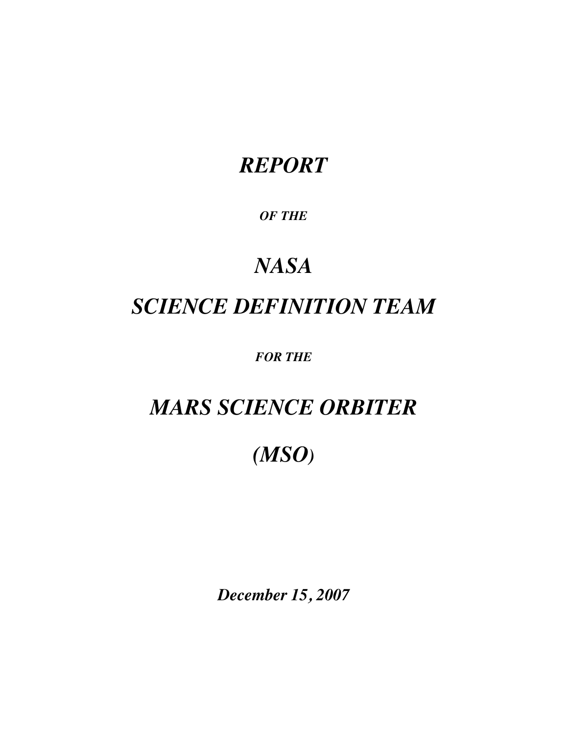# *REPORT*

***OF THE***

# *NASA*

# *SCIENCE DEFINITION TEAM*

***FOR THE***

# *MARS SCIENCE ORBITER*

# *(MSO)*

***December 15, 2007***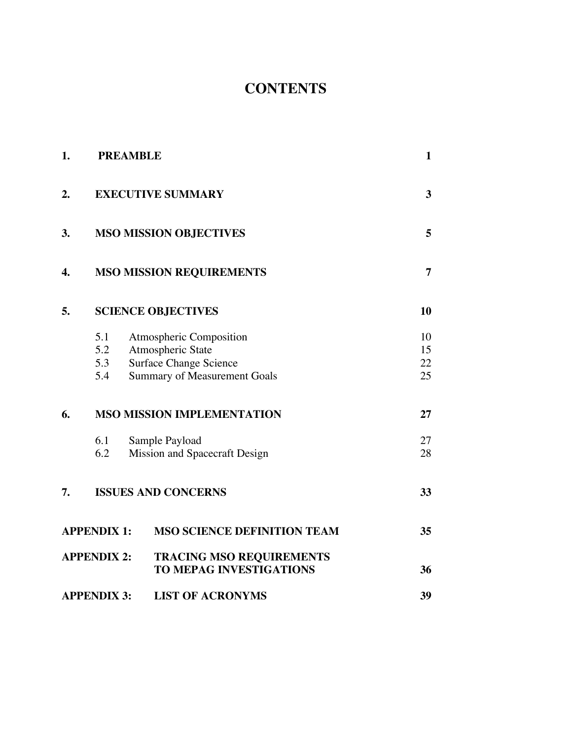# CONTENTS

| | | |
|---|---|---|
| **1.** | **PREAMBLE** | **1** |
| **2.** | **EXECUTIVE SUMMARY** | **3** |
| **3.** | **MSO MISSION OBJECTIVES** | **5** |
| **4.** | **MSO MISSION REQUIREMENTS** | **7** |
| **5.** | **SCIENCE OBJECTIVES** | **10** |
| | 5.1 Atmospheric Composition | 10 |
| | 5.2 Atmospheric State | 15 |
| | 5.3 Surface Change Science | 22 |
| | 5.4 Summary of Measurement Goals | 25 |
| **6.** | **MSO MISSION IMPLEMENTATION** | **27** |
| | 6.1 Sample Payload | 27 |
| | 6.2 Mission and Spacecraft Design | 28 |
| **7.** | **ISSUES AND CONCERNS** | **33** |
| **APPENDIX 1:** | **MSO SCIENCE DEFINITION TEAM** | **35** |
| **APPENDIX 2:** | **TRACING MSO REQUIREMENTS TO MEPAG INVESTIGATIONS** | **36** |
| **APPENDIX 3:** | **LIST OF ACRONYMS** | **39** |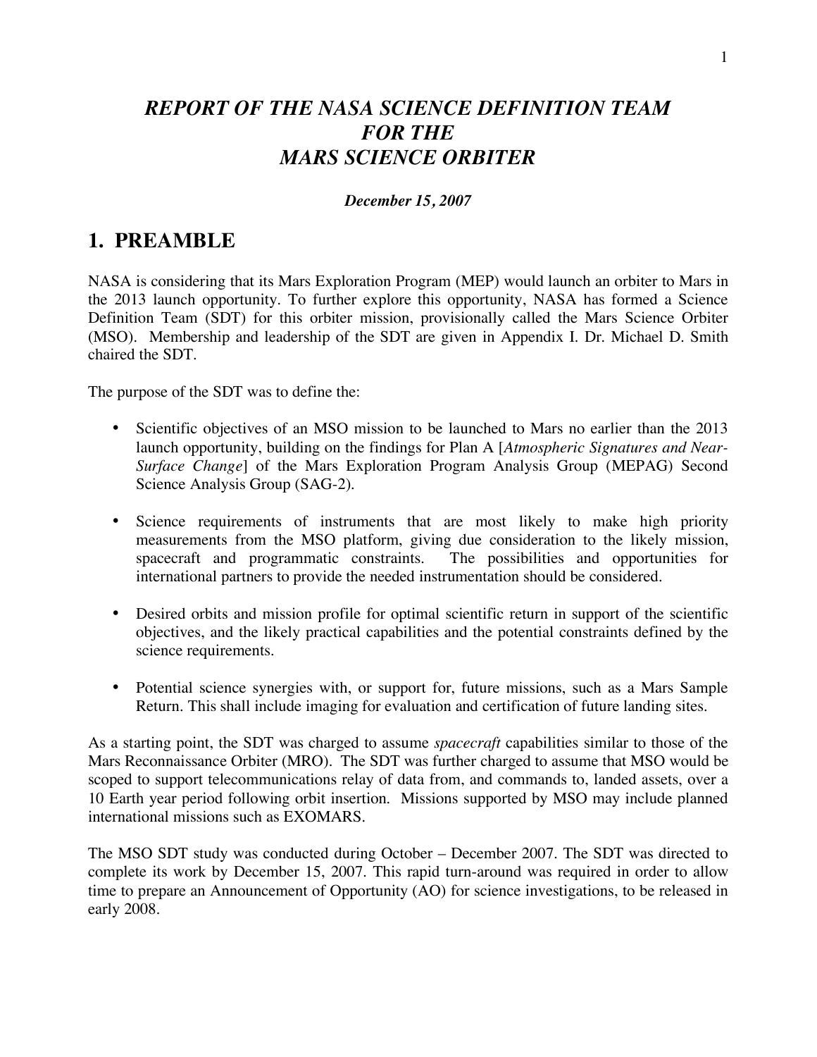# *REPORT OF THE NASA SCIENCE DEFINITION TEAM FOR THE MARS SCIENCE ORBITER*

***December 15, 2007***

## 1. PREAMBLE

NASA is considering that its Mars Exploration Program (MEP) would launch an orbiter to Mars in the 2013 launch opportunity. To further explore this opportunity, NASA has formed a Science Definition Team (SDT) for this orbiter mission, provisionally called the Mars Science Orbiter (MSO). Membership and leadership of the SDT are given in Appendix I. Dr. Michael D. Smith chaired the SDT.

The purpose of the SDT was to define the:

- Scientific objectives of an MSO mission to be launched to Mars no earlier than the 2013 launch opportunity, building on the findings for Plan A [*Atmospheric Signatures and Near-Surface Change*] of the Mars Exploration Program Analysis Group (MEPAG) Second Science Analysis Group (SAG-2).

- Science requirements of instruments that are most likely to make high priority measurements from the MSO platform, giving due consideration to the likely mission, spacecraft and programmatic constraints. The possibilities and opportunities for international partners to provide the needed instrumentation should be considered.

- Desired orbits and mission profile for optimal scientific return in support of the scientific objectives, and the likely practical capabilities and the potential constraints defined by the science requirements.

- Potential science synergies with, or support for, future missions, such as a Mars Sample Return. This shall include imaging for evaluation and certification of future landing sites.

As a starting point, the SDT was charged to assume *spacecraft* capabilities similar to those of the Mars Reconnaissance Orbiter (MRO). The SDT was further charged to assume that MSO would be scoped to support telecommunications relay of data from, and commands to, landed assets, over a 10 Earth year period following orbit insertion. Missions supported by MSO may include planned international missions such as EXOMARS.

The MSO SDT study was conducted during October – December 2007. The SDT was directed to complete its work by December 15, 2007. This rapid turn-around was required in order to allow time to prepare an Announcement of Opportunity (AO) for science investigations, to be released in early 2008.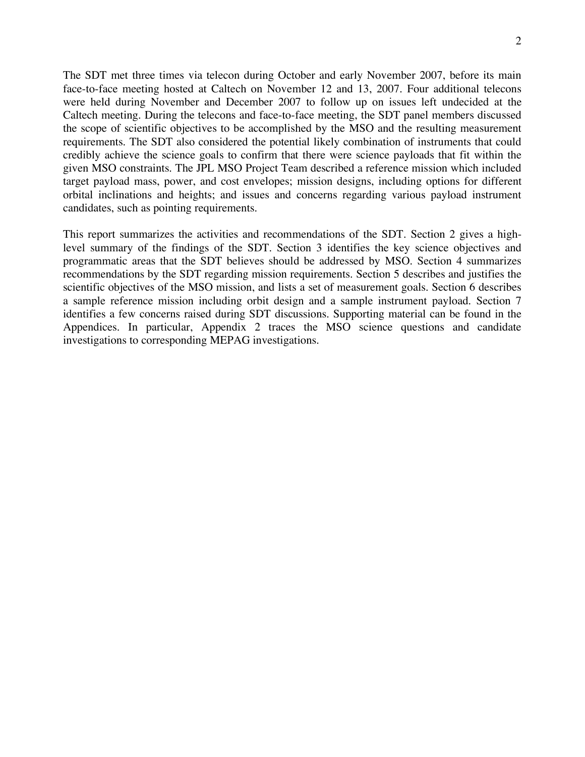The SDT met three times via telecon during October and early November 2007, before its main face-to-face meeting hosted at Caltech on November 12 and 13, 2007. Four additional telecons were held during November and December 2007 to follow up on issues left undecided at the Caltech meeting. During the telecons and face-to-face meeting, the SDT panel members discussed the scope of scientific objectives to be accomplished by the MSO and the resulting measurement requirements. The SDT also considered the potential likely combination of instruments that could credibly achieve the science goals to confirm that there were science payloads that fit within the given MSO constraints. The JPL MSO Project Team described a reference mission which included target payload mass, power, and cost envelopes; mission designs, including options for different orbital inclinations and heights; and issues and concerns regarding various payload instrument candidates, such as pointing requirements.

This report summarizes the activities and recommendations of the SDT. Section 2 gives a high-level summary of the findings of the SDT. Section 3 identifies the key science objectives and programmatic areas that the SDT believes should be addressed by MSO. Section 4 summarizes recommendations by the SDT regarding mission requirements. Section 5 describes and justifies the scientific objectives of the MSO mission, and lists a set of measurement goals. Section 6 describes a sample reference mission including orbit design and a sample instrument payload. Section 7 identifies a few concerns raised during SDT discussions. Supporting material can be found in the Appendices. In particular, Appendix 2 traces the MSO science questions and candidate investigations to corresponding MEPAG investigations.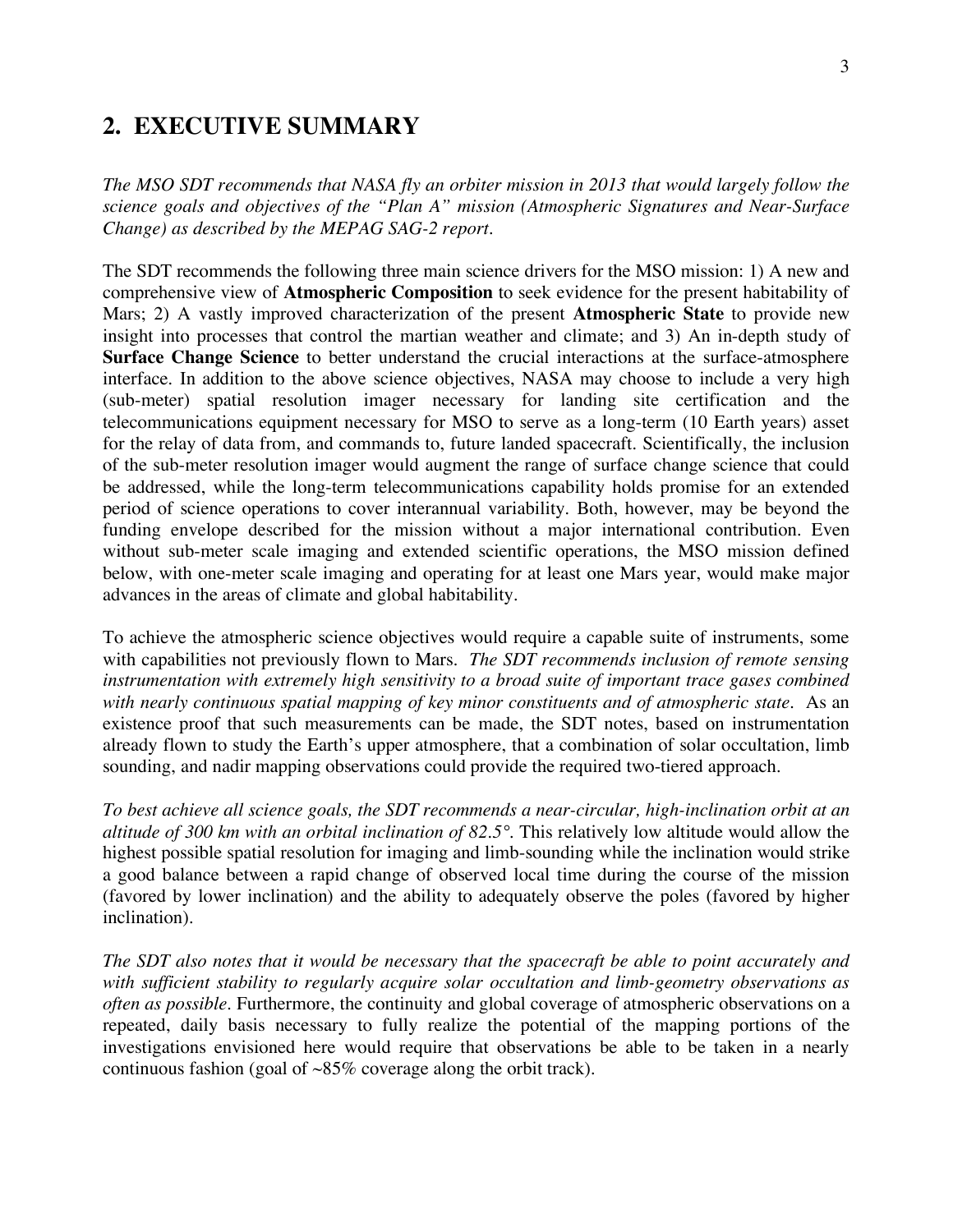## 2. EXECUTIVE SUMMARY

*The MSO SDT recommends that NASA fly an orbiter mission in 2013 that would largely follow the science goals and objectives of the "Plan A" mission (Atmospheric Signatures and Near-Surface Change) as described by the MEPAG SAG-2 report.*

The SDT recommends the following three main science drivers for the MSO mission: 1) A new and comprehensive view of **Atmospheric Composition** to seek evidence for the present habitability of Mars; 2) A vastly improved characterization of the present **Atmospheric State** to provide new insight into processes that control the martian weather and climate; and 3) An in-depth study of **Surface Change Science** to better understand the crucial interactions at the surface-atmosphere interface. In addition to the above science objectives, NASA may choose to include a very high (sub-meter) spatial resolution imager necessary for landing site certification and the telecommunications equipment necessary for MSO to serve as a long-term (10 Earth years) asset for the relay of data from, and commands to, future landed spacecraft. Scientifically, the inclusion of the sub-meter resolution imager would augment the range of surface change science that could be addressed, while the long-term telecommunications capability holds promise for an extended period of science operations to cover interannual variability. Both, however, may be beyond the funding envelope described for the mission without a major international contribution. Even without sub-meter scale imaging and extended scientific operations, the MSO mission defined below, with one-meter scale imaging and operating for at least one Mars year, would make major advances in the areas of climate and global habitability.

To achieve the atmospheric science objectives would require a capable suite of instruments, some with capabilities not previously flown to Mars. *The SDT recommends inclusion of remote sensing instrumentation with extremely high sensitivity to a broad suite of important trace gases combined with nearly continuous spatial mapping of key minor constituents and of atmospheric state.* As an existence proof that such measurements can be made, the SDT notes, based on instrumentation already flown to study the Earth's upper atmosphere, that a combination of solar occultation, limb sounding, and nadir mapping observations could provide the required two-tiered approach.

*To best achieve all science goals, the SDT recommends a near-circular, high-inclination orbit at an altitude of 300 km with an orbital inclination of 82.5°.* This relatively low altitude would allow the highest possible spatial resolution for imaging and limb-sounding while the inclination would strike a good balance between a rapid change of observed local time during the course of the mission (favored by lower inclination) and the ability to adequately observe the poles (favored by higher inclination).

*The SDT also notes that it would be necessary that the spacecraft be able to point accurately and with sufficient stability to regularly acquire solar occultation and limb-geometry observations as often as possible.* Furthermore, the continuity and global coverage of atmospheric observations on a repeated, daily basis necessary to fully realize the potential of the mapping portions of the investigations envisioned here would require that observations be able to be taken in a nearly continuous fashion (goal of ~85% coverage along the orbit track).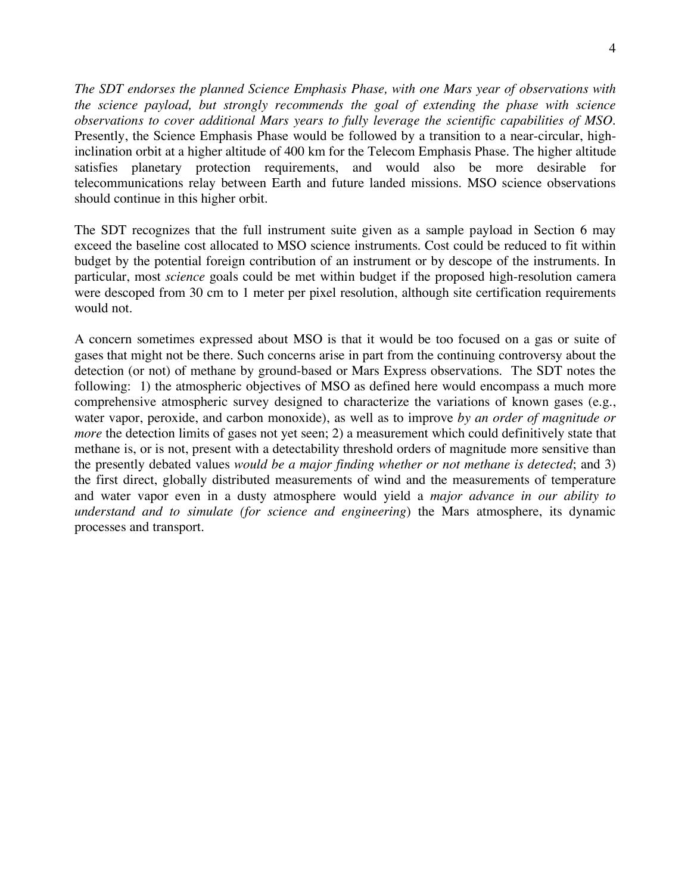*The SDT endorses the planned Science Emphasis Phase, with one Mars year of observations with the science payload, but strongly recommends the goal of extending the phase with science observations to cover additional Mars years to fully leverage the scientific capabilities of MSO.* Presently, the Science Emphasis Phase would be followed by a transition to a near-circular, high-inclination orbit at a higher altitude of 400 km for the Telecom Emphasis Phase. The higher altitude satisfies planetary protection requirements, and would also be more desirable for telecommunications relay between Earth and future landed missions. MSO science observations should continue in this higher orbit.

The SDT recognizes that the full instrument suite given as a sample payload in Section 6 may exceed the baseline cost allocated to MSO science instruments. Cost could be reduced to fit within budget by the potential foreign contribution of an instrument or by descope of the instruments. In particular, most *science* goals could be met within budget if the proposed high-resolution camera were descoped from 30 cm to 1 meter per pixel resolution, although site certification requirements would not.

A concern sometimes expressed about MSO is that it would be too focused on a gas or suite of gases that might not be there. Such concerns arise in part from the continuing controversy about the detection (or not) of methane by ground-based or Mars Express observations. The SDT notes the following: 1) the atmospheric objectives of MSO as defined here would encompass a much more comprehensive atmospheric survey designed to characterize the variations of known gases (e.g., water vapor, peroxide, and carbon monoxide), as well as to improve *by an order of magnitude or more* the detection limits of gases not yet seen; 2) a measurement which could definitively state that methane is, or is not, present with a detectability threshold orders of magnitude more sensitive than the presently debated values *would be a major finding whether or not methane is detected*; and 3) the first direct, globally distributed measurements of wind and the measurements of temperature and water vapor even in a dusty atmosphere would yield a *major advance in our ability to understand and to simulate (for science and engineering*) the Mars atmosphere, its dynamic processes and transport.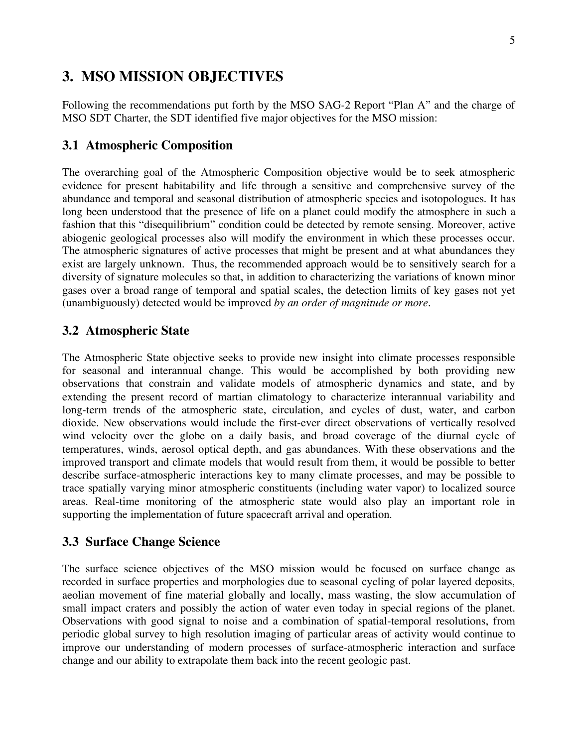## 3. MSO MISSION OBJECTIVES

Following the recommendations put forth by the MSO SAG-2 Report "Plan A" and the charge of MSO SDT Charter, the SDT identified five major objectives for the MSO mission:

### 3.1 Atmospheric Composition

The overarching goal of the Atmospheric Composition objective would be to seek atmospheric evidence for present habitability and life through a sensitive and comprehensive survey of the abundance and temporal and seasonal distribution of atmospheric species and isotopologues. It has long been understood that the presence of life on a planet could modify the atmosphere in such a fashion that this "disequilibrium" condition could be detected by remote sensing. Moreover, active abiogenic geological processes also will modify the environment in which these processes occur. The atmospheric signatures of active processes that might be present and at what abundances they exist are largely unknown. Thus, the recommended approach would be to sensitively search for a diversity of signature molecules so that, in addition to characterizing the variations of known minor gases over a broad range of temporal and spatial scales, the detection limits of key gases not yet (unambiguously) detected would be improved *by an order of magnitude or more*.

### 3.2 Atmospheric State

The Atmospheric State objective seeks to provide new insight into climate processes responsible for seasonal and interannual change. This would be accomplished by both providing new observations that constrain and validate models of atmospheric dynamics and state, and by extending the present record of martian climatology to characterize interannual variability and long-term trends of the atmospheric state, circulation, and cycles of dust, water, and carbon dioxide. New observations would include the first-ever direct observations of vertically resolved wind velocity over the globe on a daily basis, and broad coverage of the diurnal cycle of temperatures, winds, aerosol optical depth, and gas abundances. With these observations and the improved transport and climate models that would result from them, it would be possible to better describe surface-atmospheric interactions key to many climate processes, and may be possible to trace spatially varying minor atmospheric constituents (including water vapor) to localized source areas. Real-time monitoring of the atmospheric state would also play an important role in supporting the implementation of future spacecraft arrival and operation.

### 3.3 Surface Change Science

The surface science objectives of the MSO mission would be focused on surface change as recorded in surface properties and morphologies due to seasonal cycling of polar layered deposits, aeolian movement of fine material globally and locally, mass wasting, the slow accumulation of small impact craters and possibly the action of water even today in special regions of the planet. Observations with good signal to noise and a combination of spatial-temporal resolutions, from periodic global survey to high resolution imaging of particular areas of activity would continue to improve our understanding of modern processes of surface-atmospheric interaction and surface change and our ability to extrapolate them back into the recent geologic past.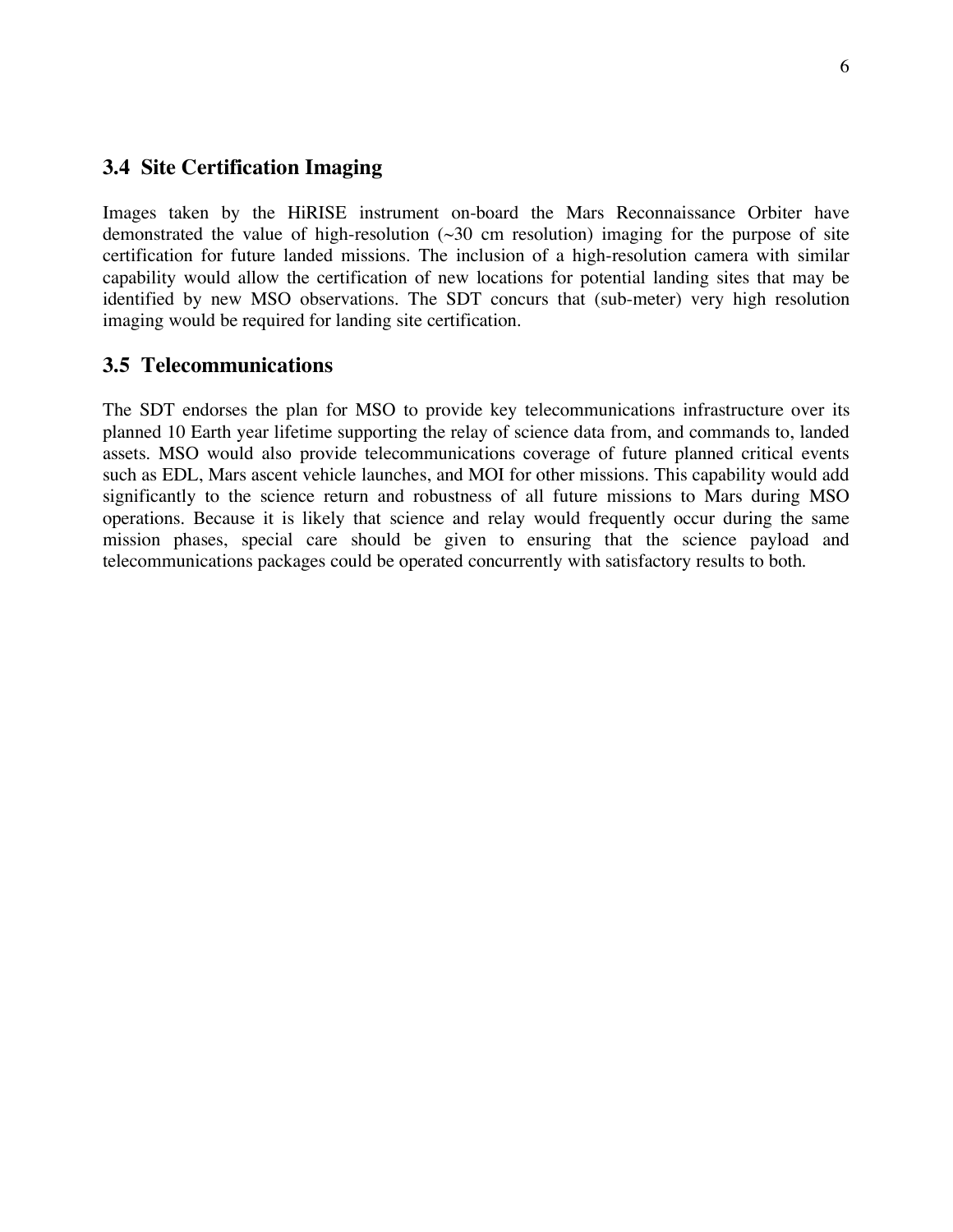### 3.4 Site Certification Imaging

Images taken by the HiRISE instrument on-board the Mars Reconnaissance Orbiter have demonstrated the value of high-resolution (~30 cm resolution) imaging for the purpose of site certification for future landed missions. The inclusion of a high-resolution camera with similar capability would allow the certification of new locations for potential landing sites that may be identified by new MSO observations. The SDT concurs that (sub-meter) very high resolution imaging would be required for landing site certification.

### 3.5 Telecommunications

The SDT endorses the plan for MSO to provide key telecommunications infrastructure over its planned 10 Earth year lifetime supporting the relay of science data from, and commands to, landed assets. MSO would also provide telecommunications coverage of future planned critical events such as EDL, Mars ascent vehicle launches, and MOI for other missions. This capability would add significantly to the science return and robustness of all future missions to Mars during MSO operations. Because it is likely that science and relay would frequently occur during the same mission phases, special care should be given to ensuring that the science payload and telecommunications packages could be operated concurrently with satisfactory results to both.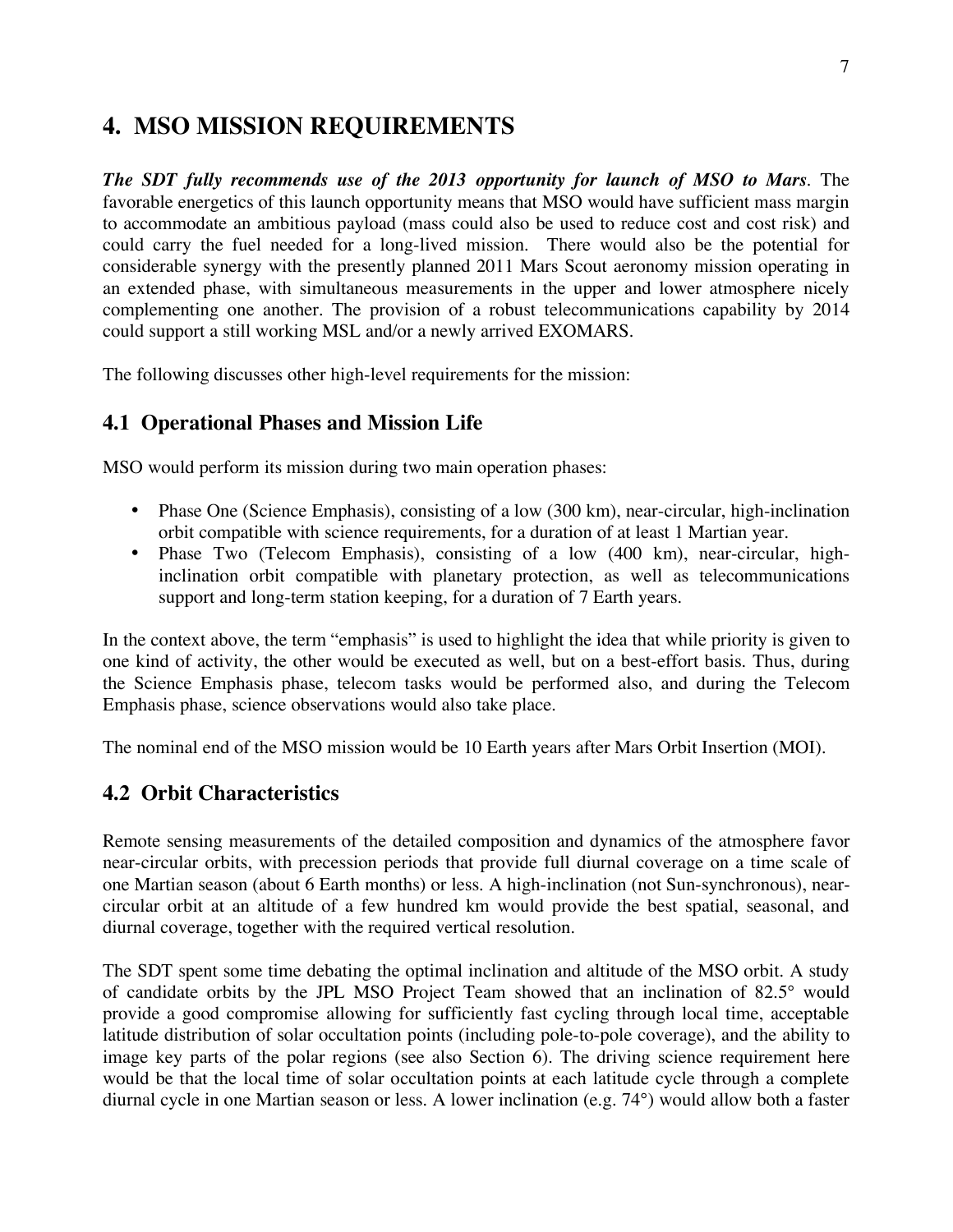## 4. MSO MISSION REQUIREMENTS

***The SDT fully recommends use of the 2013 opportunity for launch of MSO to Mars*.** The favorable energetics of this launch opportunity means that MSO would have sufficient mass margin to accommodate an ambitious payload (mass could also be used to reduce cost and cost risk) and could carry the fuel needed for a long-lived mission. There would also be the potential for considerable synergy with the presently planned 2011 Mars Scout aeronomy mission operating in an extended phase, with simultaneous measurements in the upper and lower atmosphere nicely complementing one another. The provision of a robust telecommunications capability by 2014 could support a still working MSL and/or a newly arrived EXOMARS.

The following discusses other high-level requirements for the mission:

### 4.1 Operational Phases and Mission Life

MSO would perform its mission during two main operation phases:

- Phase One (Science Emphasis), consisting of a low (300 km), near-circular, high-inclination orbit compatible with science requirements, for a duration of at least 1 Martian year.
- Phase Two (Telecom Emphasis), consisting of a low (400 km), near-circular, high-inclination orbit compatible with planetary protection, as well as telecommunications support and long-term station keeping, for a duration of 7 Earth years.

In the context above, the term "emphasis" is used to highlight the idea that while priority is given to one kind of activity, the other would be executed as well, but on a best-effort basis. Thus, during the Science Emphasis phase, telecom tasks would be performed also, and during the Telecom Emphasis phase, science observations would also take place.

The nominal end of the MSO mission would be 10 Earth years after Mars Orbit Insertion (MOI).

### 4.2 Orbit Characteristics

Remote sensing measurements of the detailed composition and dynamics of the atmosphere favor near-circular orbits, with precession periods that provide full diurnal coverage on a time scale of one Martian season (about 6 Earth months) or less. A high-inclination (not Sun-synchronous), near-circular orbit at an altitude of a few hundred km would provide the best spatial, seasonal, and diurnal coverage, together with the required vertical resolution.

The SDT spent some time debating the optimal inclination and altitude of the MSO orbit. A study of candidate orbits by the JPL MSO Project Team showed that an inclination of 82.5° would provide a good compromise allowing for sufficiently fast cycling through local time, acceptable latitude distribution of solar occultation points (including pole-to-pole coverage), and the ability to image key parts of the polar regions (see also Section 6). The driving science requirement here would be that the local time of solar occultation points at each latitude cycle through a complete diurnal cycle in one Martian season or less. A lower inclination (e.g. 74°) would allow both a faster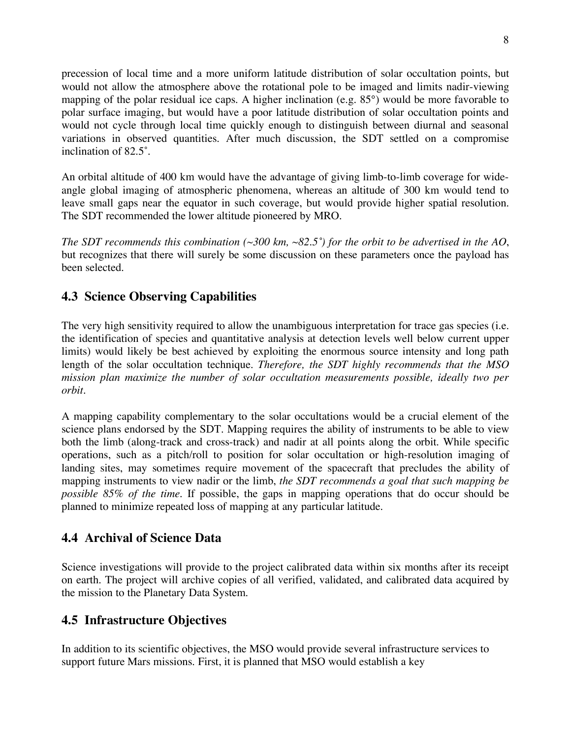precession of local time and a more uniform latitude distribution of solar occultation points, but would not allow the atmosphere above the rotational pole to be imaged and limits nadir-viewing mapping of the polar residual ice caps. A higher inclination (e.g. 85°) would be more favorable to polar surface imaging, but would have a poor latitude distribution of solar occultation points and would not cycle through local time quickly enough to distinguish between diurnal and seasonal variations in observed quantities. After much discussion, the SDT settled on a compromise inclination of 82.5˚.

An orbital altitude of 400 km would have the advantage of giving limb-to-limb coverage for wide-angle global imaging of atmospheric phenomena, whereas an altitude of 300 km would tend to leave small gaps near the equator in such coverage, but would provide higher spatial resolution. The SDT recommended the lower altitude pioneered by MRO.

*The SDT recommends this combination (~300 km, ~82.5˚) for the orbit to be advertised in the AO*, but recognizes that there will surely be some discussion on these parameters once the payload has been selected.

## 4.3 Science Observing Capabilities

The very high sensitivity required to allow the unambiguous interpretation for trace gas species (i.e. the identification of species and quantitative analysis at detection levels well below current upper limits) would likely be best achieved by exploiting the enormous source intensity and long path length of the solar occultation technique. *Therefore, the SDT highly recommends that the MSO mission plan maximize the number of solar occultation measurements possible, ideally two per orbit*.

A mapping capability complementary to the solar occultations would be a crucial element of the science plans endorsed by the SDT. Mapping requires the ability of instruments to be able to view both the limb (along-track and cross-track) and nadir at all points along the orbit. While specific operations, such as a pitch/roll to position for solar occultation or high-resolution imaging of landing sites, may sometimes require movement of the spacecraft that precludes the ability of mapping instruments to view nadir or the limb, *the SDT recommends a goal that such mapping be possible 85% of the time*. If possible, the gaps in mapping operations that do occur should be planned to minimize repeated loss of mapping at any particular latitude.

## 4.4 Archival of Science Data

Science investigations will provide to the project calibrated data within six months after its receipt on earth. The project will archive copies of all verified, validated, and calibrated data acquired by the mission to the Planetary Data System.

## 4.5 Infrastructure Objectives

In addition to its scientific objectives, the MSO would provide several infrastructure services to support future Mars missions. First, it is planned that MSO would establish a key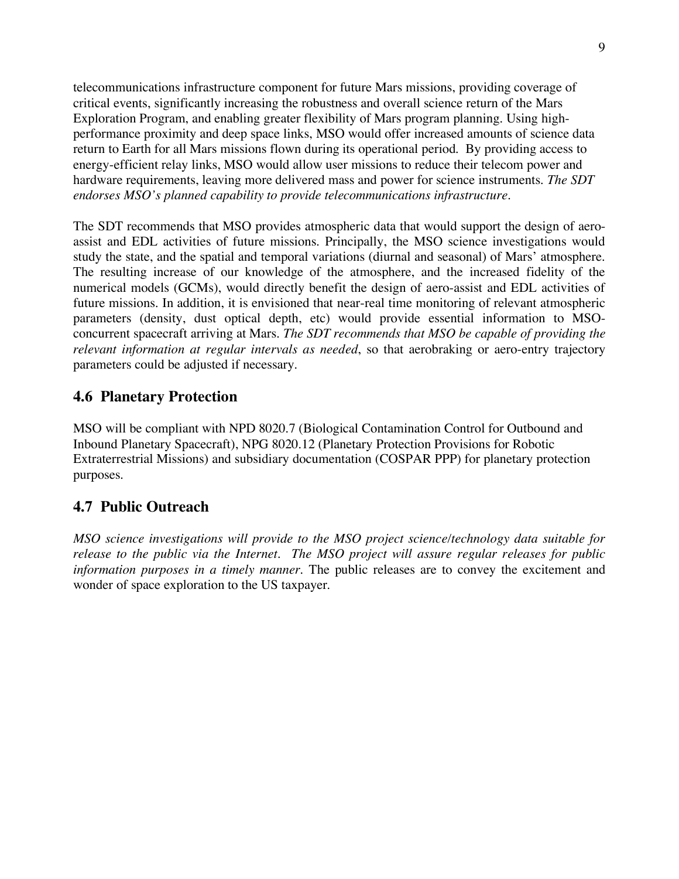telecommunications infrastructure component for future Mars missions, providing coverage of critical events, significantly increasing the robustness and overall science return of the Mars Exploration Program, and enabling greater flexibility of Mars program planning. Using high-performance proximity and deep space links, MSO would offer increased amounts of science data return to Earth for all Mars missions flown during its operational period. By providing access to energy-efficient relay links, MSO would allow user missions to reduce their telecom power and hardware requirements, leaving more delivered mass and power for science instruments. *The SDT endorses MSO's planned capability to provide telecommunications infrastructure*.

The SDT recommends that MSO provides atmospheric data that would support the design of aero-assist and EDL activities of future missions. Principally, the MSO science investigations would study the state, and the spatial and temporal variations (diurnal and seasonal) of Mars' atmosphere. The resulting increase of our knowledge of the atmosphere, and the increased fidelity of the numerical models (GCMs), would directly benefit the design of aero-assist and EDL activities of future missions. In addition, it is envisioned that near-real time monitoring of relevant atmospheric parameters (density, dust optical depth, etc) would provide essential information to MSO-concurrent spacecraft arriving at Mars. *The SDT recommends that MSO be capable of providing the relevant information at regular intervals as needed*, so that aerobraking or aero-entry trajectory parameters could be adjusted if necessary.

## 4.6 Planetary Protection

MSO will be compliant with NPD 8020.7 (Biological Contamination Control for Outbound and Inbound Planetary Spacecraft), NPG 8020.12 (Planetary Protection Provisions for Robotic Extraterrestrial Missions) and subsidiary documentation (COSPAR PPP) for planetary protection purposes.

## 4.7 Public Outreach

*MSO science investigations will provide to the MSO project science/technology data suitable for release to the public via the Internet. The MSO project will assure regular releases for public information purposes in a timely manner*. The public releases are to convey the excitement and wonder of space exploration to the US taxpayer.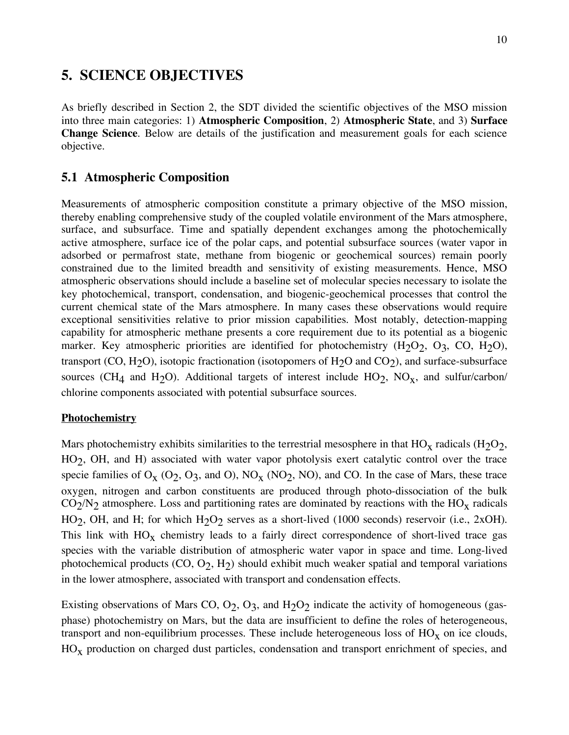## 5. SCIENCE OBJECTIVES

As briefly described in Section 2, the SDT divided the scientific objectives of the MSO mission into three main categories: 1) **Atmospheric Composition**, 2) **Atmospheric State**, and 3) **Surface Change Science**. Below are details of the justification and measurement goals for each science objective.

### 5.1 Atmospheric Composition

Measurements of atmospheric composition constitute a primary objective of the MSO mission, thereby enabling comprehensive study of the coupled volatile environment of the Mars atmosphere, surface, and subsurface. Time and spatially dependent exchanges among the photochemically active atmosphere, surface ice of the polar caps, and potential subsurface sources (water vapor in adsorbed or permafrost state, methane from biogenic or geochemical sources) remain poorly constrained due to the limited breadth and sensitivity of existing measurements. Hence, MSO atmospheric observations should include a baseline set of molecular species necessary to isolate the key photochemical, transport, condensation, and biogenic-geochemical processes that control the current chemical state of the Mars atmosphere. In many cases these observations would require exceptional sensitivities relative to prior mission capabilities. Most notably, detection-mapping capability for atmospheric methane presents a core requirement due to its potential as a biogenic marker. Key atmospheric priorities are identified for photochemistry ($H_2O_2$, $O_3$, CO, $H_2O$), transport (CO, $H_2O$), isotopic fractionation (isotopomers of $H_2O$ and $CO_2$), and surface-subsurface sources ($CH_4$ and $H_2O$). Additional targets of interest include $HO_2$, $NO_x$, and sulfur/carbon/ chlorine components associated with potential subsurface sources.

**Photochemistry**

Mars photochemistry exhibits similarities to the terrestrial mesosphere in that $HO_x$ radicals ($H_2O_2$, $HO_2$, OH, and H) associated with water vapor photolysis exert catalytic control over the trace specie families of $O_x$ ($O_2$, $O_3$, and O), $NO_x$ ($NO_2$, NO), and CO. In the case of Mars, these trace oxygen, nitrogen and carbon constituents are produced through photo-dissociation of the bulk $CO_2/N_2$ atmosphere. Loss and partitioning rates are dominated by reactions with the $HO_x$ radicals $HO_2$, OH, and H; for which $H_2O_2$ serves as a short-lived (1000 seconds) reservoir (i.e., 2xOH). This link with $HO_x$ chemistry leads to a fairly direct correspondence of short-lived trace gas species with the variable distribution of atmospheric water vapor in space and time. Long-lived photochemical products (CO, $O_2$, $H_2$) should exhibit much weaker spatial and temporal variations in the lower atmosphere, associated with transport and condensation effects.

Existing observations of Mars CO, $O_2$, $O_3$, and $H_2O_2$ indicate the activity of homogeneous (gas-phase) photochemistry on Mars, but the data are insufficient to define the roles of heterogeneous, transport and non-equilibrium processes. These include heterogeneous loss of $HO_x$ on ice clouds, $HO_x$ production on charged dust particles, condensation and transport enrichment of species, and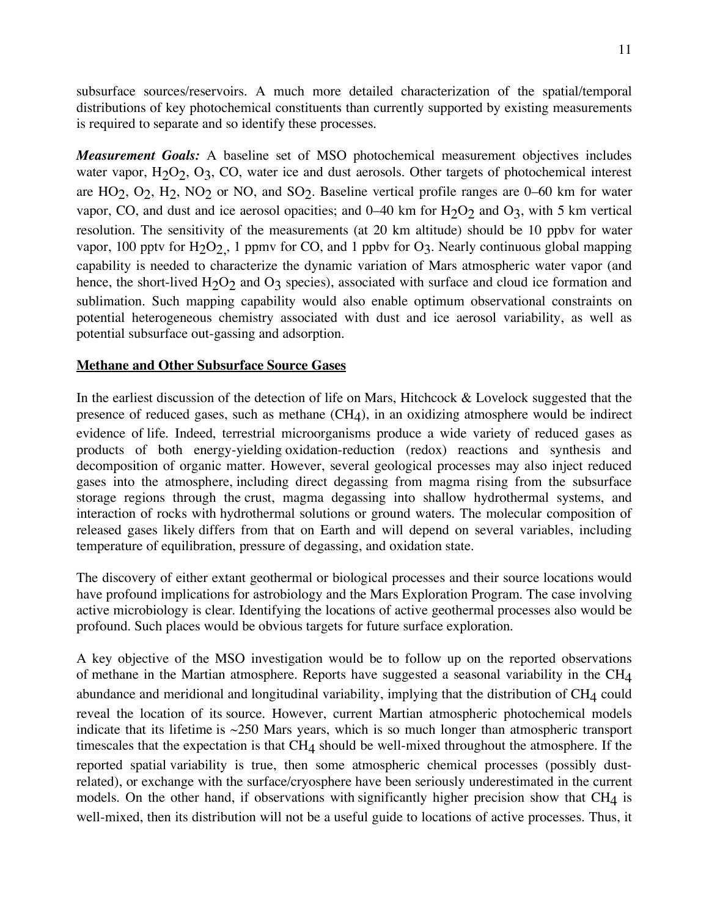subsurface sources/reservoirs. A much more detailed characterization of the spatial/temporal distributions of key photochemical constituents than currently supported by existing measurements is required to separate and so identify these processes.

***Measurement Goals:*** A baseline set of MSO photochemical measurement objectives includes water vapor, $H_2O_2$, $O_3$, CO, water ice and dust aerosols. Other targets of photochemical interest are $HO_2$, $O_2$, $H_2$, $NO_2$ or NO, and $SO_2$. Baseline vertical profile ranges are 0–60 km for water vapor, CO, and dust and ice aerosol opacities; and 0–40 km for $H_2O_2$ and $O_3$, with 5 km vertical resolution. The sensitivity of the measurements (at 20 km altitude) should be 10 ppbv for water vapor, 100 pptv for $H_2O_2$,, 1 ppmv for CO, and 1 ppbv for $O_3$. Nearly continuous global mapping capability is needed to characterize the dynamic variation of Mars atmospheric water vapor (and hence, the short-lived $H_2O_2$ and $O_3$ species), associated with surface and cloud ice formation and sublimation. Such mapping capability would also enable optimum observational constraints on potential heterogeneous chemistry associated with dust and ice aerosol variability, as well as potential subsurface out-gassing and adsorption.

## Methane and Other Subsurface Source Gases

In the earliest discussion of the detection of life on Mars, Hitchcock & Lovelock suggested that the presence of reduced gases, such as methane ($CH_4$), in an oxidizing atmosphere would be indirect evidence of life. Indeed, terrestrial microorganisms produce a wide variety of reduced gases as products of both energy-yielding oxidation-reduction (redox) reactions and synthesis and decomposition of organic matter. However, several geological processes may also inject reduced gases into the atmosphere, including direct degassing from magma rising from the subsurface storage regions through the crust, magma degassing into shallow hydrothermal systems, and interaction of rocks with hydrothermal solutions or ground waters. The molecular composition of released gases likely differs from that on Earth and will depend on several variables, including temperature of equilibration, pressure of degassing, and oxidation state.

The discovery of either extant geothermal or biological processes and their source locations would have profound implications for astrobiology and the Mars Exploration Program. The case involving active microbiology is clear. Identifying the locations of active geothermal processes also would be profound. Such places would be obvious targets for future surface exploration.

A key objective of the MSO investigation would be to follow up on the reported observations of methane in the Martian atmosphere. Reports have suggested a seasonal variability in the $CH_4$ abundance and meridional and longitudinal variability, implying that the distribution of $CH_4$ could reveal the location of its source. However, current Martian atmospheric photochemical models indicate that its lifetime is ~250 Mars years, which is so much longer than atmospheric transport timescales that the expectation is that $CH_4$ should be well-mixed throughout the atmosphere. If the reported spatial variability is true, then some atmospheric chemical processes (possibly dust-related), or exchange with the surface/cryosphere have been seriously underestimated in the current models. On the other hand, if observations with significantly higher precision show that $CH_4$ is well-mixed, then its distribution will not be a useful guide to locations of active processes. Thus, it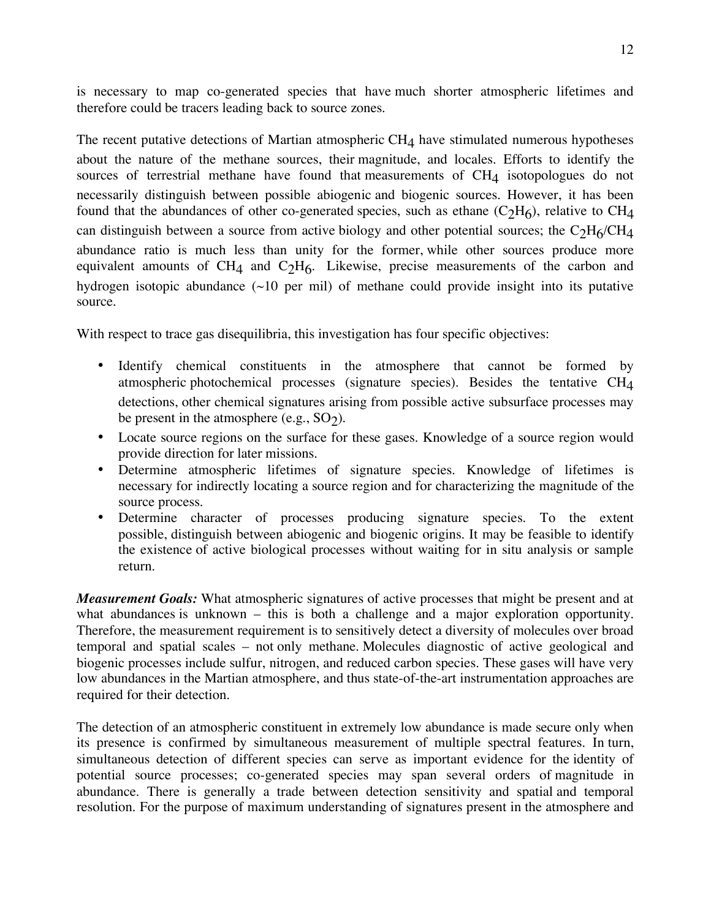is necessary to map co-generated species that have much shorter atmospheric lifetimes and therefore could be tracers leading back to source zones.

The recent putative detections of Martian atmospheric $CH_4$ have stimulated numerous hypotheses about the nature of the methane sources, their magnitude, and locales. Efforts to identify the sources of terrestrial methane have found that measurements of $CH_4$ isotopologues do not necessarily distinguish between possible abiogenic and biogenic sources. However, it has been found that the abundances of other co-generated species, such as ethane ($C_2H_6$), relative to $CH_4$ can distinguish between a source from active biology and other potential sources; the $C_2H_6/CH_4$ abundance ratio is much less than unity for the former, while other sources produce more equivalent amounts of $CH_4$ and $C_2H_6$. Likewise, precise measurements of the carbon and hydrogen isotopic abundance (~10 per mil) of methane could provide insight into its putative source.

With respect to trace gas disequilibria, this investigation has four specific objectives:

- Identify chemical constituents in the atmosphere that cannot be formed by atmospheric photochemical processes (signature species). Besides the tentative $CH_4$ detections, other chemical signatures arising from possible active subsurface processes may be present in the atmosphere (e.g., $SO_2$).
- Locate source regions on the surface for these gases. Knowledge of a source region would provide direction for later missions.
- Determine atmospheric lifetimes of signature species. Knowledge of lifetimes is necessary for indirectly locating a source region and for characterizing the magnitude of the source process.
- Determine character of processes producing signature species. To the extent possible, distinguish between abiogenic and biogenic origins. It may be feasible to identify the existence of active biological processes without waiting for in situ analysis or sample return.

***Measurement Goals:*** What atmospheric signatures of active processes that might be present and at what abundances is unknown – this is both a challenge and a major exploration opportunity. Therefore, the measurement requirement is to sensitively detect a diversity of molecules over broad temporal and spatial scales – not only methane. Molecules diagnostic of active geological and biogenic processes include sulfur, nitrogen, and reduced carbon species. These gases will have very low abundances in the Martian atmosphere, and thus state-of-the-art instrumentation approaches are required for their detection.

The detection of an atmospheric constituent in extremely low abundance is made secure only when its presence is confirmed by simultaneous measurement of multiple spectral features. In turn, simultaneous detection of different species can serve as important evidence for the identity of potential source processes; co-generated species may span several orders of magnitude in abundance. There is generally a trade between detection sensitivity and spatial and temporal resolution. For the purpose of maximum understanding of signatures present in the atmosphere and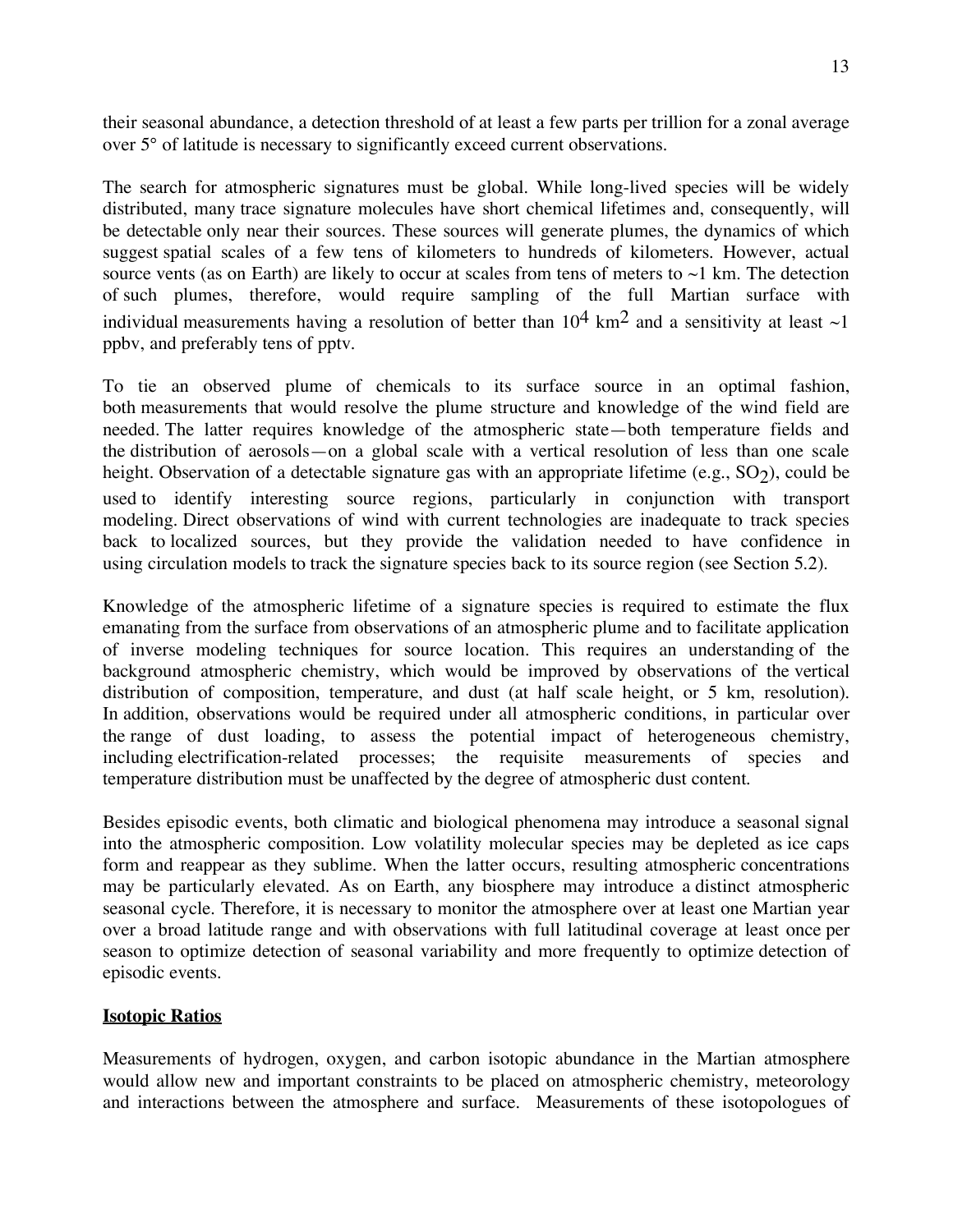their seasonal abundance, a detection threshold of at least a few parts per trillion for a zonal average over 5° of latitude is necessary to significantly exceed current observations.

The search for atmospheric signatures must be global. While long-lived species will be widely distributed, many trace signature molecules have short chemical lifetimes and, consequently, will be detectable only near their sources. These sources will generate plumes, the dynamics of which suggest spatial scales of a few tens of kilometers to hundreds of kilometers. However, actual source vents (as on Earth) are likely to occur at scales from tens of meters to ~1 km. The detection of such plumes, therefore, would require sampling of the full Martian surface with individual measurements having a resolution of better than $10^4$ $km^2$ and a sensitivity at least ~1 ppbv, and preferably tens of pptv.

To tie an observed plume of chemicals to its surface source in an optimal fashion, both measurements that would resolve the plume structure and knowledge of the wind field are needed. The latter requires knowledge of the atmospheric state—both temperature fields and the distribution of aerosols—on a global scale with a vertical resolution of less than one scale height. Observation of a detectable signature gas with an appropriate lifetime (e.g., $SO_2$), could be used to identify interesting source regions, particularly in conjunction with transport modeling. Direct observations of wind with current technologies are inadequate to track species back to localized sources, but they provide the validation needed to have confidence in using circulation models to track the signature species back to its source region (see Section 5.2).

Knowledge of the atmospheric lifetime of a signature species is required to estimate the flux emanating from the surface from observations of an atmospheric plume and to facilitate application of inverse modeling techniques for source location. This requires an understanding of the background atmospheric chemistry, which would be improved by observations of the vertical distribution of composition, temperature, and dust (at half scale height, or 5 km, resolution). In addition, observations would be required under all atmospheric conditions, in particular over the range of dust loading, to assess the potential impact of heterogeneous chemistry, including electrification-related processes; the requisite measurements of species and temperature distribution must be unaffected by the degree of atmospheric dust content.

Besides episodic events, both climatic and biological phenomena may introduce a seasonal signal into the atmospheric composition. Low volatility molecular species may be depleted as ice caps form and reappear as they sublime. When the latter occurs, resulting atmospheric concentrations may be particularly elevated. As on Earth, any biosphere may introduce a distinct atmospheric seasonal cycle. Therefore, it is necessary to monitor the atmosphere over at least one Martian year over a broad latitude range and with observations with full latitudinal coverage at least once per season to optimize detection of seasonal variability and more frequently to optimize detection of episodic events.

**Isotopic Ratios**

Measurements of hydrogen, oxygen, and carbon isotopic abundance in the Martian atmosphere would allow new and important constraints to be placed on atmospheric chemistry, meteorology and interactions between the atmosphere and surface. Measurements of these isotopologues of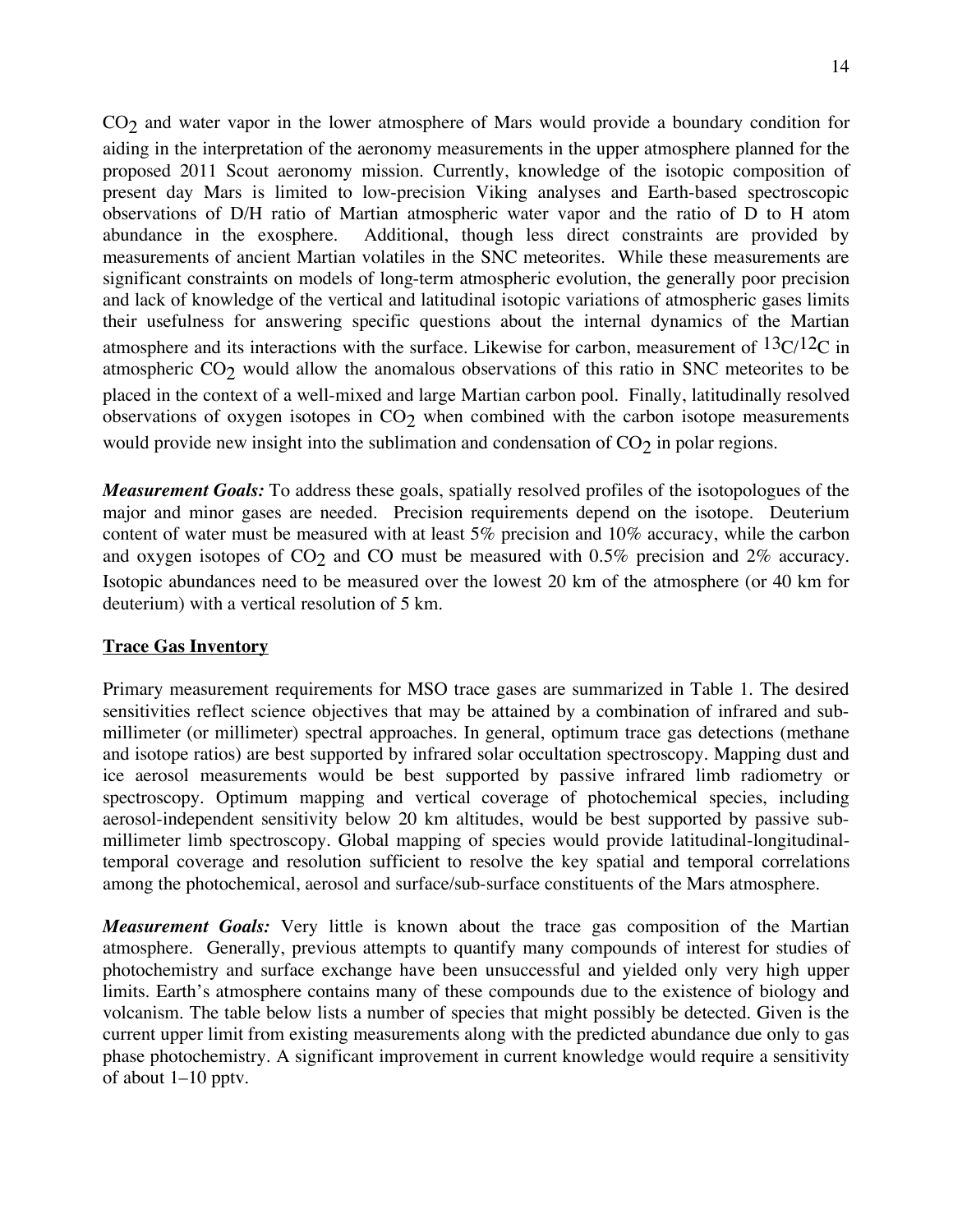$CO_2$ and water vapor in the lower atmosphere of Mars would provide a boundary condition for aiding in the interpretation of the aeronomy measurements in the upper atmosphere planned for the proposed 2011 Scout aeronomy mission. Currently, knowledge of the isotopic composition of present day Mars is limited to low-precision Viking analyses and Earth-based spectroscopic observations of D/H ratio of Martian atmospheric water vapor and the ratio of D to H atom abundance in the exosphere. Additional, though less direct constraints are provided by measurements of ancient Martian volatiles in the SNC meteorites. While these measurements are significant constraints on models of long-term atmospheric evolution, the generally poor precision and lack of knowledge of the vertical and latitudinal isotopic variations of atmospheric gases limits their usefulness for answering specific questions about the internal dynamics of the Martian atmosphere and its interactions with the surface. Likewise for carbon, measurement of $^{13}C/^{12}C$ in atmospheric $CO_2$ would allow the anomalous observations of this ratio in SNC meteorites to be placed in the context of a well-mixed and large Martian carbon pool. Finally, latitudinally resolved observations of oxygen isotopes in $CO_2$ when combined with the carbon isotope measurements would provide new insight into the sublimation and condensation of $CO_2$ in polar regions.

***Measurement Goals:*** To address these goals, spatially resolved profiles of the isotopologues of the major and minor gases are needed. Precision requirements depend on the isotope. Deuterium content of water must be measured with at least 5% precision and 10% accuracy, while the carbon and oxygen isotopes of $CO_2$ and CO must be measured with 0.5% precision and 2% accuracy. Isotopic abundances need to be measured over the lowest 20 km of the atmosphere (or 40 km for deuterium) with a vertical resolution of 5 km.

**Trace Gas Inventory**

Primary measurement requirements for MSO trace gases are summarized in Table 1. The desired sensitivities reflect science objectives that may be attained by a combination of infrared and sub-millimeter (or millimeter) spectral approaches. In general, optimum trace gas detections (methane and isotope ratios) are best supported by infrared solar occultation spectroscopy. Mapping dust and ice aerosol measurements would be best supported by passive infrared limb radiometry or spectroscopy. Optimum mapping and vertical coverage of photochemical species, including aerosol-independent sensitivity below 20 km altitudes, would be best supported by passive sub-millimeter limb spectroscopy. Global mapping of species would provide latitudinal-longitudinal-temporal coverage and resolution sufficient to resolve the key spatial and temporal correlations among the photochemical, aerosol and surface/sub-surface constituents of the Mars atmosphere.

***Measurement Goals:*** Very little is known about the trace gas composition of the Martian atmosphere. Generally, previous attempts to quantify many compounds of interest for studies of photochemistry and surface exchange have been unsuccessful and yielded only very high upper limits. Earth's atmosphere contains many of these compounds due to the existence of biology and volcanism. The table below lists a number of species that might possibly be detected. Given is the current upper limit from existing measurements along with the predicted abundance due only to gas phase photochemistry. A significant improvement in current knowledge would require a sensitivity of about 1–10 pptv.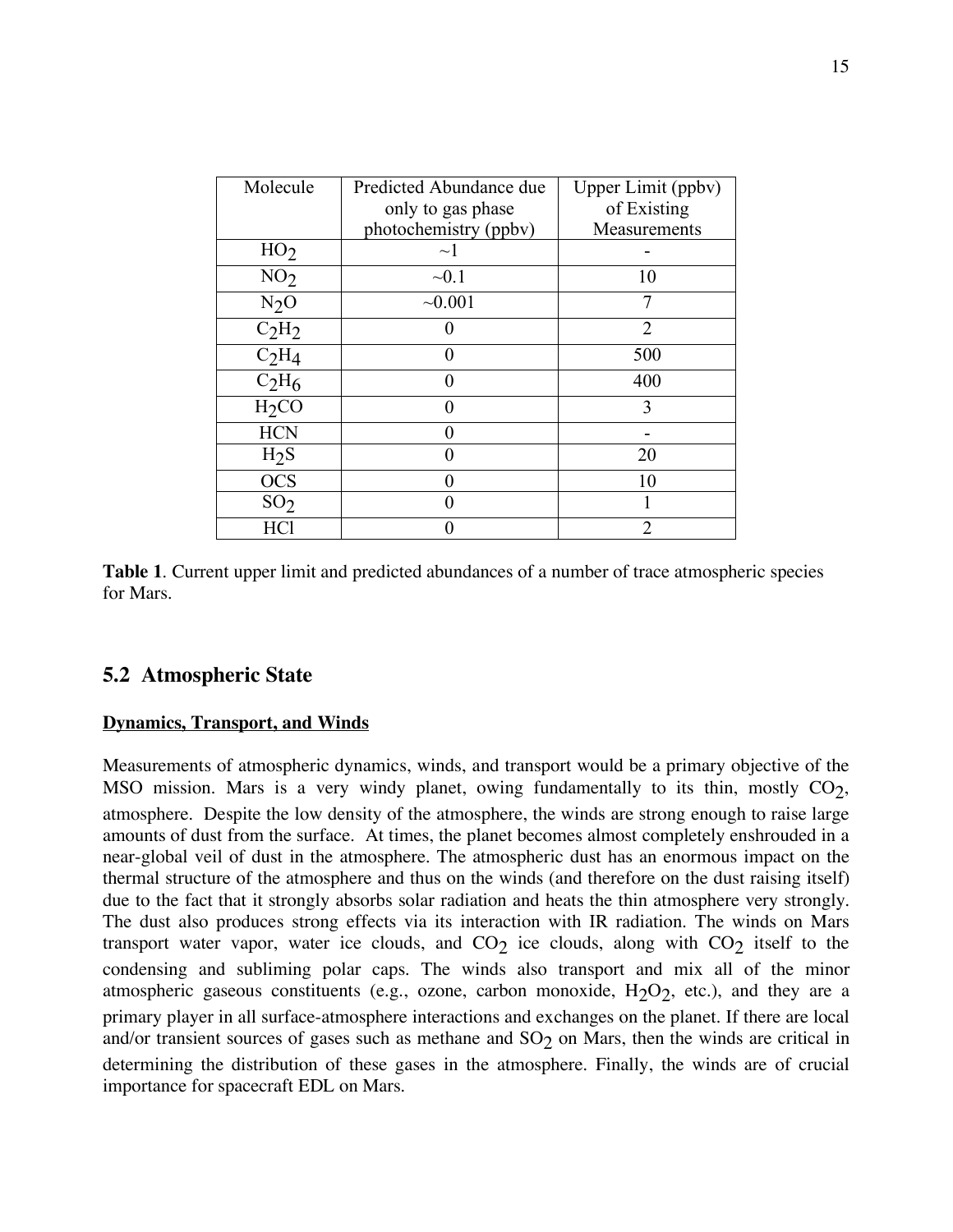| Molecule | Predicted Abundance due only to gas phase photochemistry (ppbv) | Upper Limit (ppbv) of Existing Measurements |
| --- | --- | --- |
| $HO_2$ | ~1 | - |
| $NO_2$ | ~0.1 | 10 |
| $N_2O$ | ~0.001 | 7 |
| $C_2H_2$ | 0 | 2 |
| $C_2H_4$ | 0 | 500 |
| $C_2H_6$ | 0 | 400 |
| $H_2CO$ | 0 | 3 |
| HCN | 0 | - |
| $H_2S$ | 0 | 20 |
| OCS | 0 | 10 |
| $SO_2$ | 0 | 1 |
| HCl | 0 | 2 |

**Table 1**. Current upper limit and predicted abundances of a number of trace atmospheric species for Mars.

## 5.2 Atmospheric State

**Dynamics, Transport, and Winds**

Measurements of atmospheric dynamics, winds, and transport would be a primary objective of the MSO mission. Mars is a very windy planet, owing fundamentally to its thin, mostly $CO_2$, atmosphere. Despite the low density of the atmosphere, the winds are strong enough to raise large amounts of dust from the surface. At times, the planet becomes almost completely enshrouded in a near-global veil of dust in the atmosphere. The atmospheric dust has an enormous impact on the thermal structure of the atmosphere and thus on the winds (and therefore on the dust raising itself) due to the fact that it strongly absorbs solar radiation and heats the thin atmosphere very strongly. The dust also produces strong effects via its interaction with IR radiation. The winds on Mars transport water vapor, water ice clouds, and $CO_2$ ice clouds, along with $CO_2$ itself to the condensing and subliming polar caps. The winds also transport and mix all of the minor atmospheric gaseous constituents (e.g., ozone, carbon monoxide, $H_2O_2$, etc.), and they are a primary player in all surface-atmosphere interactions and exchanges on the planet. If there are local and/or transient sources of gases such as methane and $SO_2$ on Mars, then the winds are critical in determining the distribution of these gases in the atmosphere. Finally, the winds are of crucial importance for spacecraft EDL on Mars.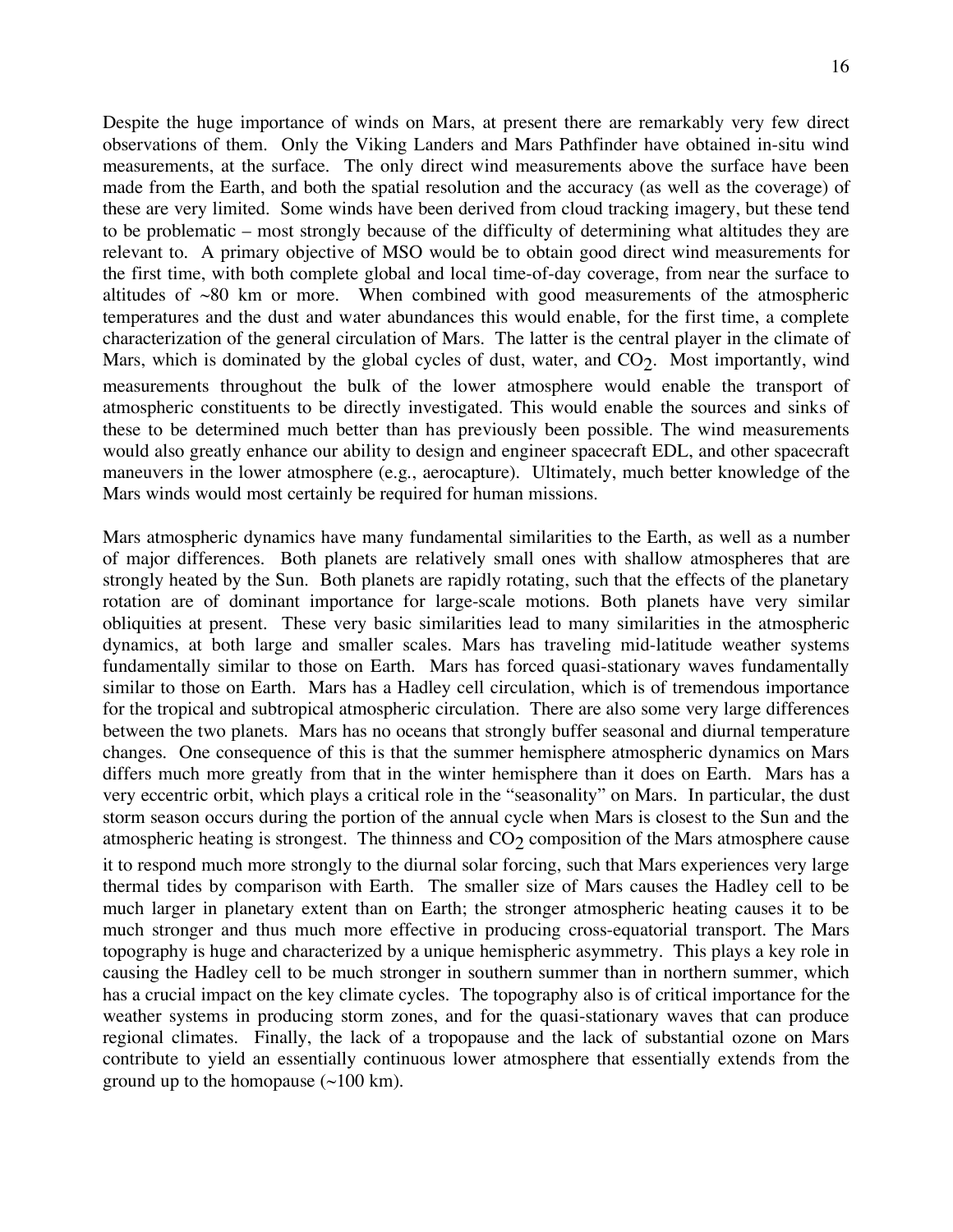Despite the huge importance of winds on Mars, at present there are remarkably very few direct observations of them. Only the Viking Landers and Mars Pathfinder have obtained in-situ wind measurements, at the surface. The only direct wind measurements above the surface have been made from the Earth, and both the spatial resolution and the accuracy (as well as the coverage) of these are very limited. Some winds have been derived from cloud tracking imagery, but these tend to be problematic – most strongly because of the difficulty of determining what altitudes they are relevant to. A primary objective of MSO would be to obtain good direct wind measurements for the first time, with both complete global and local time-of-day coverage, from near the surface to altitudes of ~80 km or more. When combined with good measurements of the atmospheric temperatures and the dust and water abundances this would enable, for the first time, a complete characterization of the general circulation of Mars. The latter is the central player in the climate of Mars, which is dominated by the global cycles of dust, water, and $CO_2$. Most importantly, wind measurements throughout the bulk of the lower atmosphere would enable the transport of atmospheric constituents to be directly investigated. This would enable the sources and sinks of these to be determined much better than has previously been possible. The wind measurements would also greatly enhance our ability to design and engineer spacecraft EDL, and other spacecraft maneuvers in the lower atmosphere (e.g., aerocapture). Ultimately, much better knowledge of the Mars winds would most certainly be required for human missions.

Mars atmospheric dynamics have many fundamental similarities to the Earth, as well as a number of major differences. Both planets are relatively small ones with shallow atmospheres that are strongly heated by the Sun. Both planets are rapidly rotating, such that the effects of the planetary rotation are of dominant importance for large-scale motions. Both planets have very similar obliquities at present. These very basic similarities lead to many similarities in the atmospheric dynamics, at both large and smaller scales. Mars has traveling mid-latitude weather systems fundamentally similar to those on Earth. Mars has forced quasi-stationary waves fundamentally similar to those on Earth. Mars has a Hadley cell circulation, which is of tremendous importance for the tropical and subtropical atmospheric circulation. There are also some very large differences between the two planets. Mars has no oceans that strongly buffer seasonal and diurnal temperature changes. One consequence of this is that the summer hemisphere atmospheric dynamics on Mars differs much more greatly from that in the winter hemisphere than it does on Earth. Mars has a very eccentric orbit, which plays a critical role in the "seasonality" on Mars. In particular, the dust storm season occurs during the portion of the annual cycle when Mars is closest to the Sun and the atmospheric heating is strongest. The thinness and $CO_2$ composition of the Mars atmosphere cause it to respond much more strongly to the diurnal solar forcing, such that Mars experiences very large thermal tides by comparison with Earth. The smaller size of Mars causes the Hadley cell to be much larger in planetary extent than on Earth; the stronger atmospheric heating causes it to be much stronger and thus much more effective in producing cross-equatorial transport. The Mars topography is huge and characterized by a unique hemispheric asymmetry. This plays a key role in causing the Hadley cell to be much stronger in southern summer than in northern summer, which has a crucial impact on the key climate cycles. The topography also is of critical importance for the weather systems in producing storm zones, and for the quasi-stationary waves that can produce regional climates. Finally, the lack of a tropopause and the lack of substantial ozone on Mars contribute to yield an essentially continuous lower atmosphere that essentially extends from the ground up to the homopause (~100 km).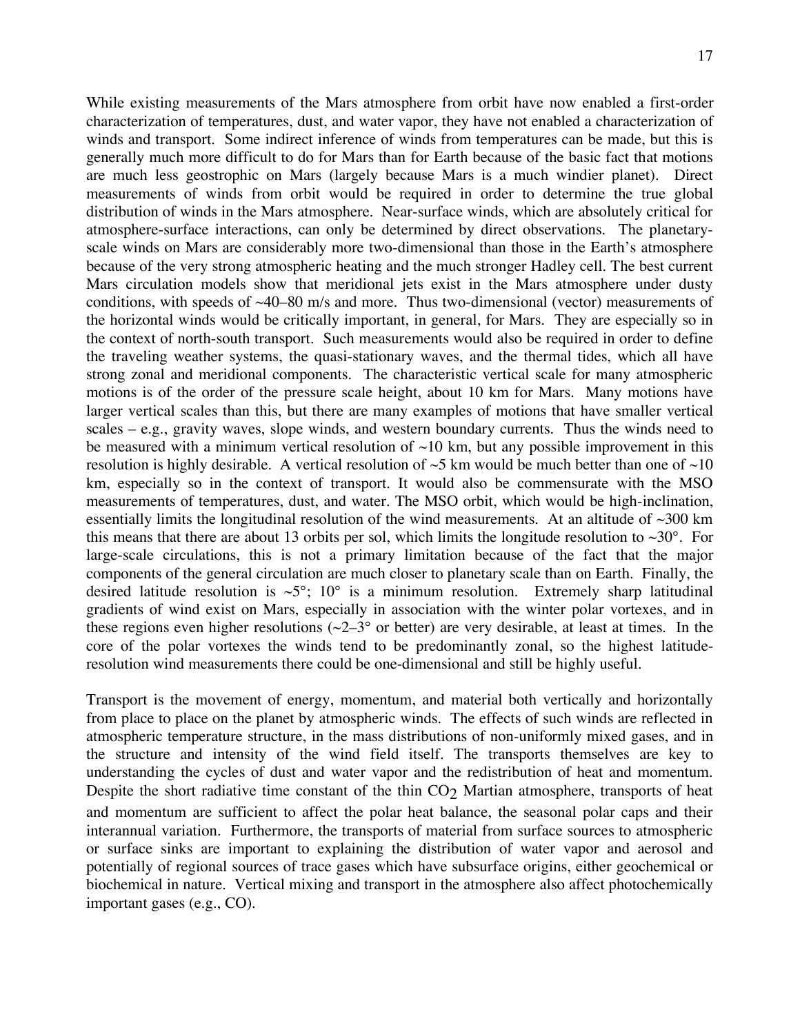While existing measurements of the Mars atmosphere from orbit have now enabled a first-order characterization of temperatures, dust, and water vapor, they have not enabled a characterization of winds and transport. Some indirect inference of winds from temperatures can be made, but this is generally much more difficult to do for Mars than for Earth because of the basic fact that motions are much less geostrophic on Mars (largely because Mars is a much windier planet). Direct measurements of winds from orbit would be required in order to determine the true global distribution of winds in the Mars atmosphere. Near-surface winds, which are absolutely critical for atmosphere-surface interactions, can only be determined by direct observations. The planetary-scale winds on Mars are considerably more two-dimensional than those in the Earth's atmosphere because of the very strong atmospheric heating and the much stronger Hadley cell. The best current Mars circulation models show that meridional jets exist in the Mars atmosphere under dusty conditions, with speeds of ~40–80 m/s and more. Thus two-dimensional (vector) measurements of the horizontal winds would be critically important, in general, for Mars. They are especially so in the context of north-south transport. Such measurements would also be required in order to define the traveling weather systems, the quasi-stationary waves, and the thermal tides, which all have strong zonal and meridional components. The characteristic vertical scale for many atmospheric motions is of the order of the pressure scale height, about 10 km for Mars. Many motions have larger vertical scales than this, but there are many examples of motions that have smaller vertical scales – e.g., gravity waves, slope winds, and western boundary currents. Thus the winds need to be measured with a minimum vertical resolution of ~10 km, but any possible improvement in this resolution is highly desirable. A vertical resolution of ~5 km would be much better than one of ~10 km, especially so in the context of transport. It would also be commensurate with the MSO measurements of temperatures, dust, and water. The MSO orbit, which would be high-inclination, essentially limits the longitudinal resolution of the wind measurements. At an altitude of ~300 km this means that there are about 13 orbits per sol, which limits the longitude resolution to ~30°. For large-scale circulations, this is not a primary limitation because of the fact that the major components of the general circulation are much closer to planetary scale than on Earth. Finally, the desired latitude resolution is ~5°; 10° is a minimum resolution. Extremely sharp latitudinal gradients of wind exist on Mars, especially in association with the winter polar vortexes, and in these regions even higher resolutions (~2–3° or better) are very desirable, at least at times. In the core of the polar vortexes the winds tend to be predominantly zonal, so the highest latitude-resolution wind measurements there could be one-dimensional and still be highly useful.

Transport is the movement of energy, momentum, and material both vertically and horizontally from place to place on the planet by atmospheric winds. The effects of such winds are reflected in atmospheric temperature structure, in the mass distributions of non-uniformly mixed gases, and in the structure and intensity of the wind field itself. The transports themselves are key to understanding the cycles of dust and water vapor and the redistribution of heat and momentum. Despite the short radiative time constant of the thin $CO_2$ Martian atmosphere, transports of heat and momentum are sufficient to affect the polar heat balance, the seasonal polar caps and their interannual variation. Furthermore, the transports of material from surface sources to atmospheric or surface sinks are important to explaining the distribution of water vapor and aerosol and potentially of regional sources of trace gases which have subsurface origins, either geochemical or biochemical in nature. Vertical mixing and transport in the atmosphere also affect photochemically important gases (e.g., CO).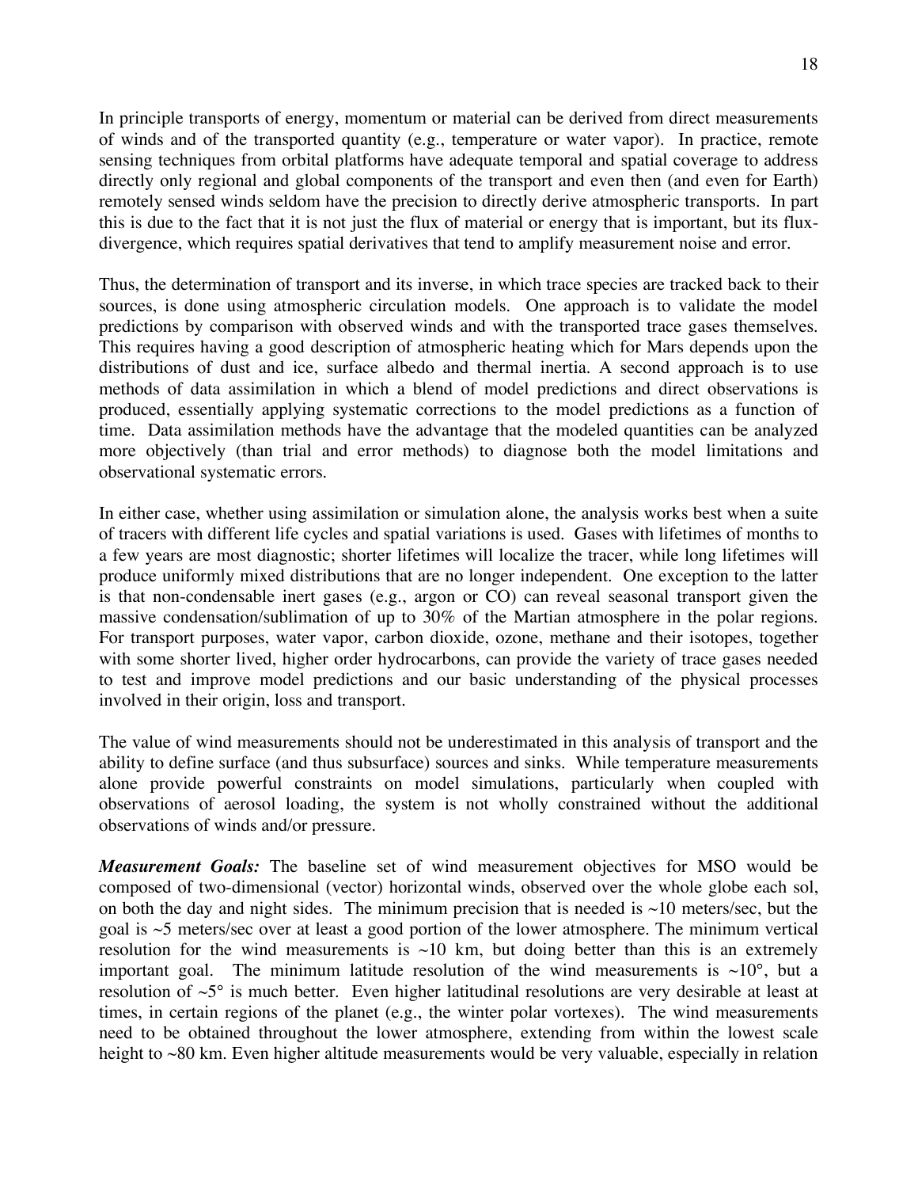In principle transports of energy, momentum or material can be derived from direct measurements of winds and of the transported quantity (e.g., temperature or water vapor). In practice, remote sensing techniques from orbital platforms have adequate temporal and spatial coverage to address directly only regional and global components of the transport and even then (and even for Earth) remotely sensed winds seldom have the precision to directly derive atmospheric transports. In part this is due to the fact that it is not just the flux of material or energy that is important, but its flux-divergence, which requires spatial derivatives that tend to amplify measurement noise and error.

Thus, the determination of transport and its inverse, in which trace species are tracked back to their sources, is done using atmospheric circulation models. One approach is to validate the model predictions by comparison with observed winds and with the transported trace gases themselves. This requires having a good description of atmospheric heating which for Mars depends upon the distributions of dust and ice, surface albedo and thermal inertia. A second approach is to use methods of data assimilation in which a blend of model predictions and direct observations is produced, essentially applying systematic corrections to the model predictions as a function of time. Data assimilation methods have the advantage that the modeled quantities can be analyzed more objectively (than trial and error methods) to diagnose both the model limitations and observational systematic errors.

In either case, whether using assimilation or simulation alone, the analysis works best when a suite of tracers with different life cycles and spatial variations is used. Gases with lifetimes of months to a few years are most diagnostic; shorter lifetimes will localize the tracer, while long lifetimes will produce uniformly mixed distributions that are no longer independent. One exception to the latter is that non-condensable inert gases (e.g., argon or CO) can reveal seasonal transport given the massive condensation/sublimation of up to 30% of the Martian atmosphere in the polar regions. For transport purposes, water vapor, carbon dioxide, ozone, methane and their isotopes, together with some shorter lived, higher order hydrocarbons, can provide the variety of trace gases needed to test and improve model predictions and our basic understanding of the physical processes involved in their origin, loss and transport.

The value of wind measurements should not be underestimated in this analysis of transport and the ability to define surface (and thus subsurface) sources and sinks. While temperature measurements alone provide powerful constraints on model simulations, particularly when coupled with observations of aerosol loading, the system is not wholly constrained without the additional observations of winds and/or pressure.

***Measurement Goals:*** The baseline set of wind measurement objectives for MSO would be composed of two-dimensional (vector) horizontal winds, observed over the whole globe each sol, on both the day and night sides. The minimum precision that is needed is ~10 meters/sec, but the goal is ~5 meters/sec over at least a good portion of the lower atmosphere. The minimum vertical resolution for the wind measurements is ~10 km, but doing better than this is an extremely important goal. The minimum latitude resolution of the wind measurements is ~10°, but a resolution of ~5° is much better. Even higher latitudinal resolutions are very desirable at least at times, in certain regions of the planet (e.g., the winter polar vortexes). The wind measurements need to be obtained throughout the lower atmosphere, extending from within the lowest scale height to ~80 km. Even higher altitude measurements would be very valuable, especially in relation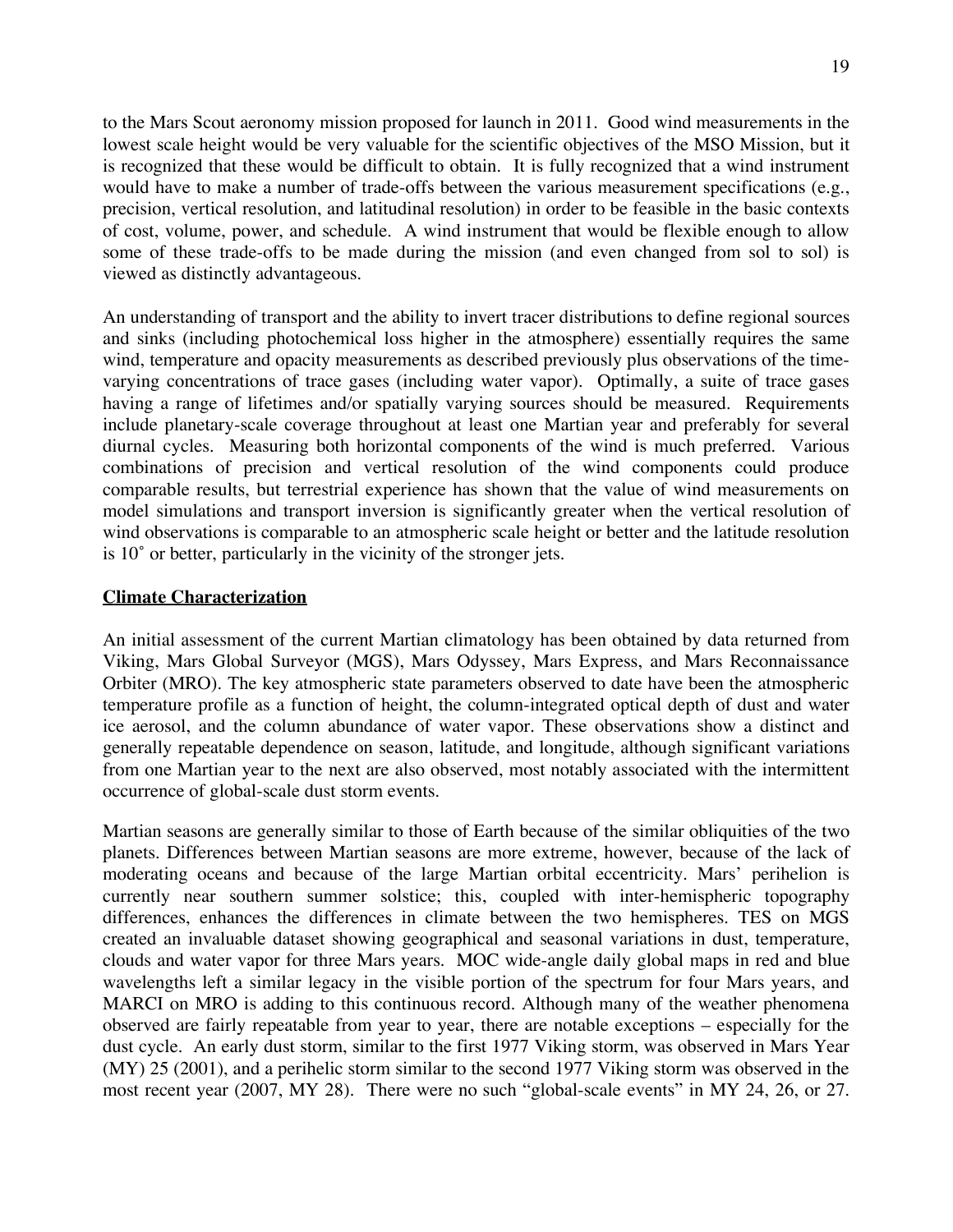to the Mars Scout aeronomy mission proposed for launch in 2011. Good wind measurements in the lowest scale height would be very valuable for the scientific objectives of the MSO Mission, but it is recognized that these would be difficult to obtain. It is fully recognized that a wind instrument would have to make a number of trade-offs between the various measurement specifications (e.g., precision, vertical resolution, and latitudinal resolution) in order to be feasible in the basic contexts of cost, volume, power, and schedule. A wind instrument that would be flexible enough to allow some of these trade-offs to be made during the mission (and even changed from sol to sol) is viewed as distinctly advantageous.

An understanding of transport and the ability to invert tracer distributions to define regional sources and sinks (including photochemical loss higher in the atmosphere) essentially requires the same wind, temperature and opacity measurements as described previously plus observations of the time-varying concentrations of trace gases (including water vapor). Optimally, a suite of trace gases having a range of lifetimes and/or spatially varying sources should be measured. Requirements include planetary-scale coverage throughout at least one Martian year and preferably for several diurnal cycles. Measuring both horizontal components of the wind is much preferred. Various combinations of precision and vertical resolution of the wind components could produce comparable results, but terrestrial experience has shown that the value of wind measurements on model simulations and transport inversion is significantly greater when the vertical resolution of wind observations is comparable to an atmospheric scale height or better and the latitude resolution is 10˚ or better, particularly in the vicinity of the stronger jets.

## Climate Characterization

An initial assessment of the current Martian climatology has been obtained by data returned from Viking, Mars Global Surveyor (MGS), Mars Odyssey, Mars Express, and Mars Reconnaissance Orbiter (MRO). The key atmospheric state parameters observed to date have been the atmospheric temperature profile as a function of height, the column-integrated optical depth of dust and water ice aerosol, and the column abundance of water vapor. These observations show a distinct and generally repeatable dependence on season, latitude, and longitude, although significant variations from one Martian year to the next are also observed, most notably associated with the intermittent occurrence of global-scale dust storm events.

Martian seasons are generally similar to those of Earth because of the similar obliquities of the two planets. Differences between Martian seasons are more extreme, however, because of the lack of moderating oceans and because of the large Martian orbital eccentricity. Mars' perihelion is currently near southern summer solstice; this, coupled with inter-hemispheric topography differences, enhances the differences in climate between the two hemispheres. TES on MGS created an invaluable dataset showing geographical and seasonal variations in dust, temperature, clouds and water vapor for three Mars years. MOC wide-angle daily global maps in red and blue wavelengths left a similar legacy in the visible portion of the spectrum for four Mars years, and MARCI on MRO is adding to this continuous record. Although many of the weather phenomena observed are fairly repeatable from year to year, there are notable exceptions – especially for the dust cycle. An early dust storm, similar to the first 1977 Viking storm, was observed in Mars Year (MY) 25 (2001), and a perihelic storm similar to the second 1977 Viking storm was observed in the most recent year (2007, MY 28). There were no such "global-scale events" in MY 24, 26, or 27.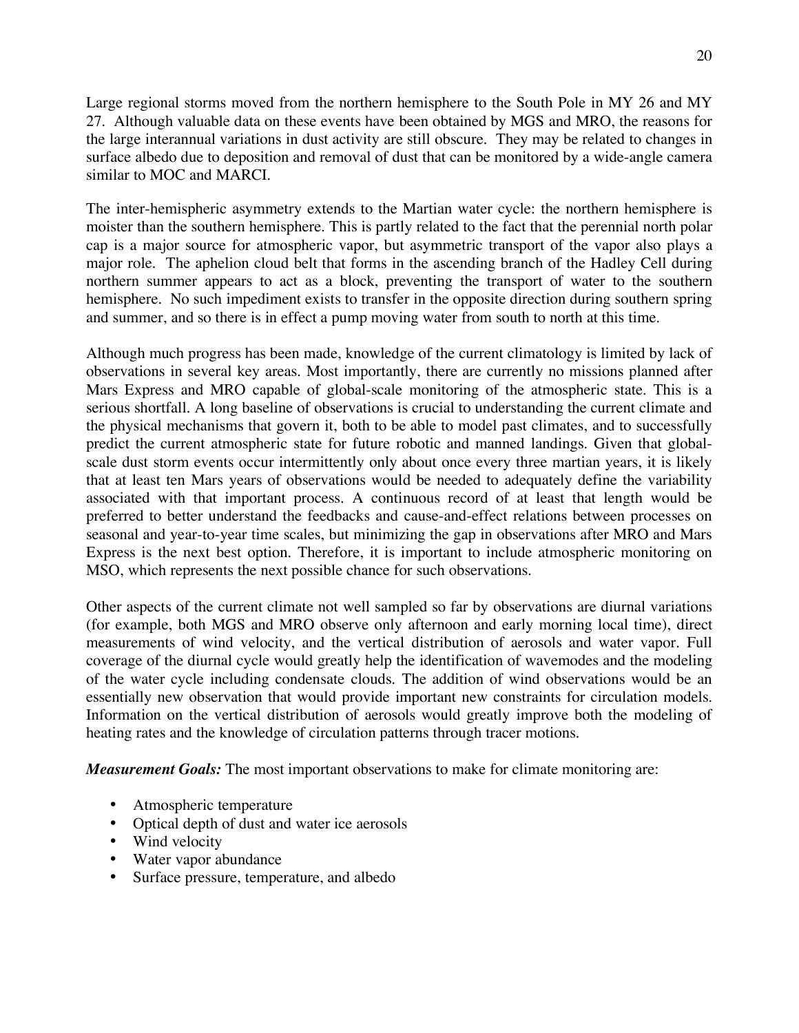Large regional storms moved from the northern hemisphere to the South Pole in MY 26 and MY 27. Although valuable data on these events have been obtained by MGS and MRO, the reasons for the large interannual variations in dust activity are still obscure. They may be related to changes in surface albedo due to deposition and removal of dust that can be monitored by a wide-angle camera similar to MOC and MARCI.

The inter-hemispheric asymmetry extends to the Martian water cycle: the northern hemisphere is moister than the southern hemisphere. This is partly related to the fact that the perennial north polar cap is a major source for atmospheric vapor, but asymmetric transport of the vapor also plays a major role. The aphelion cloud belt that forms in the ascending branch of the Hadley Cell during northern summer appears to act as a block, preventing the transport of water to the southern hemisphere. No such impediment exists to transfer in the opposite direction during southern spring and summer, and so there is in effect a pump moving water from south to north at this time.

Although much progress has been made, knowledge of the current climatology is limited by lack of observations in several key areas. Most importantly, there are currently no missions planned after Mars Express and MRO capable of global-scale monitoring of the atmospheric state. This is a serious shortfall. A long baseline of observations is crucial to understanding the current climate and the physical mechanisms that govern it, both to be able to model past climates, and to successfully predict the current atmospheric state for future robotic and manned landings. Given that global-scale dust storm events occur intermittently only about once every three martian years, it is likely that at least ten Mars years of observations would be needed to adequately define the variability associated with that important process. A continuous record of at least that length would be preferred to better understand the feedbacks and cause-and-effect relations between processes on seasonal and year-to-year time scales, but minimizing the gap in observations after MRO and Mars Express is the next best option. Therefore, it is important to include atmospheric monitoring on MSO, which represents the next possible chance for such observations.

Other aspects of the current climate not well sampled so far by observations are diurnal variations (for example, both MGS and MRO observe only afternoon and early morning local time), direct measurements of wind velocity, and the vertical distribution of aerosols and water vapor. Full coverage of the diurnal cycle would greatly help the identification of wavemodes and the modeling of the water cycle including condensate clouds. The addition of wind observations would be an essentially new observation that would provide important new constraints for circulation models. Information on the vertical distribution of aerosols would greatly improve both the modeling of heating rates and the knowledge of circulation patterns through tracer motions.

***Measurement Goals:*** The most important observations to make for climate monitoring are:

- Atmospheric temperature
- Optical depth of dust and water ice aerosols
- Wind velocity
- Water vapor abundance
- Surface pressure, temperature, and albedo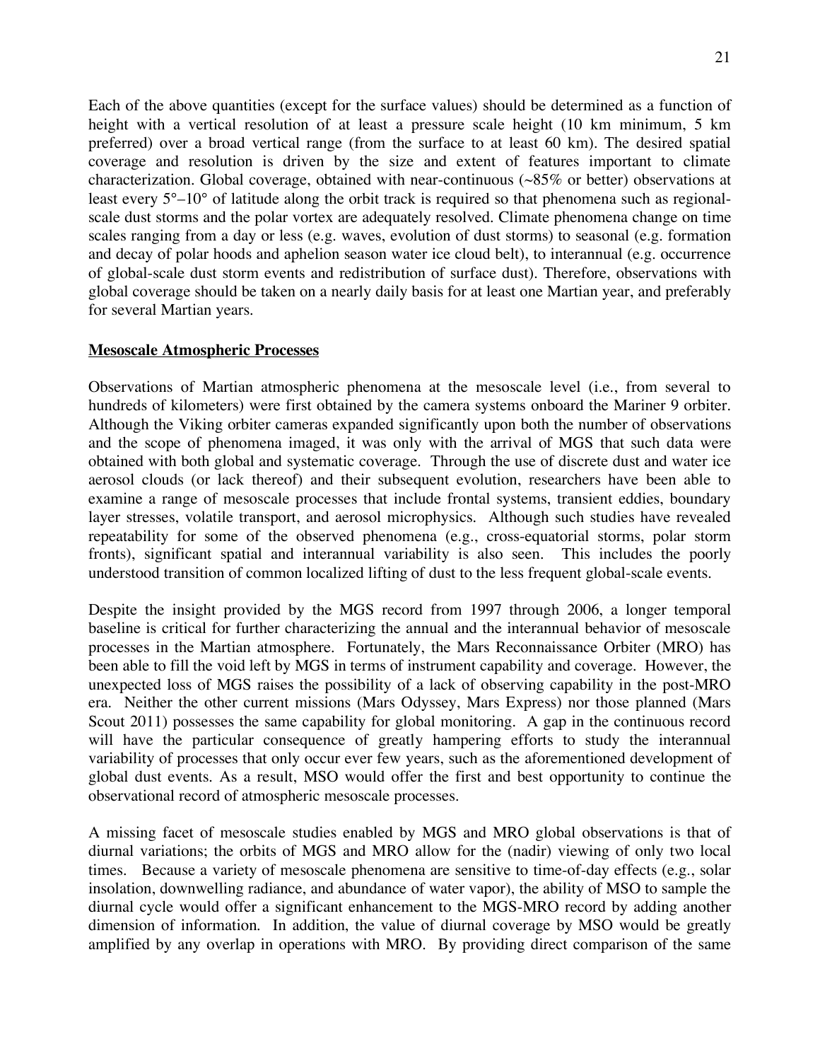Each of the above quantities (except for the surface values) should be determined as a function of height with a vertical resolution of at least a pressure scale height (10 km minimum, 5 km preferred) over a broad vertical range (from the surface to at least 60 km). The desired spatial coverage and resolution is driven by the size and extent of features important to climate characterization. Global coverage, obtained with near-continuous (~85% or better) observations at least every 5°–10° of latitude along the orbit track is required so that phenomena such as regional-scale dust storms and the polar vortex are adequately resolved. Climate phenomena change on time scales ranging from a day or less (e.g. waves, evolution of dust storms) to seasonal (e.g. formation and decay of polar hoods and aphelion season water ice cloud belt), to interannual (e.g. occurrence of global-scale dust storm events and redistribution of surface dust). Therefore, observations with global coverage should be taken on a nearly daily basis for at least one Martian year, and preferably for several Martian years.

**Mesoscale Atmospheric Processes**

Observations of Martian atmospheric phenomena at the mesoscale level (i.e., from several to hundreds of kilometers) were first obtained by the camera systems onboard the Mariner 9 orbiter. Although the Viking orbiter cameras expanded significantly upon both the number of observations and the scope of phenomena imaged, it was only with the arrival of MGS that such data were obtained with both global and systematic coverage. Through the use of discrete dust and water ice aerosol clouds (or lack thereof) and their subsequent evolution, researchers have been able to examine a range of mesoscale processes that include frontal systems, transient eddies, boundary layer stresses, volatile transport, and aerosol microphysics. Although such studies have revealed repeatability for some of the observed phenomena (e.g., cross-equatorial storms, polar storm fronts), significant spatial and interannual variability is also seen. This includes the poorly understood transition of common localized lifting of dust to the less frequent global-scale events.

Despite the insight provided by the MGS record from 1997 through 2006, a longer temporal baseline is critical for further characterizing the annual and the interannual behavior of mesoscale processes in the Martian atmosphere. Fortunately, the Mars Reconnaissance Orbiter (MRO) has been able to fill the void left by MGS in terms of instrument capability and coverage. However, the unexpected loss of MGS raises the possibility of a lack of observing capability in the post-MRO era. Neither the other current missions (Mars Odyssey, Mars Express) nor those planned (Mars Scout 2011) possesses the same capability for global monitoring. A gap in the continuous record will have the particular consequence of greatly hampering efforts to study the interannual variability of processes that only occur ever few years, such as the aforementioned development of global dust events. As a result, MSO would offer the first and best opportunity to continue the observational record of atmospheric mesoscale processes.

A missing facet of mesoscale studies enabled by MGS and MRO global observations is that of diurnal variations; the orbits of MGS and MRO allow for the (nadir) viewing of only two local times. Because a variety of mesoscale phenomena are sensitive to time-of-day effects (e.g., solar insolation, downwelling radiance, and abundance of water vapor), the ability of MSO to sample the diurnal cycle would offer a significant enhancement to the MGS-MRO record by adding another dimension of information. In addition, the value of diurnal coverage by MSO would be greatly amplified by any overlap in operations with MRO. By providing direct comparison of the same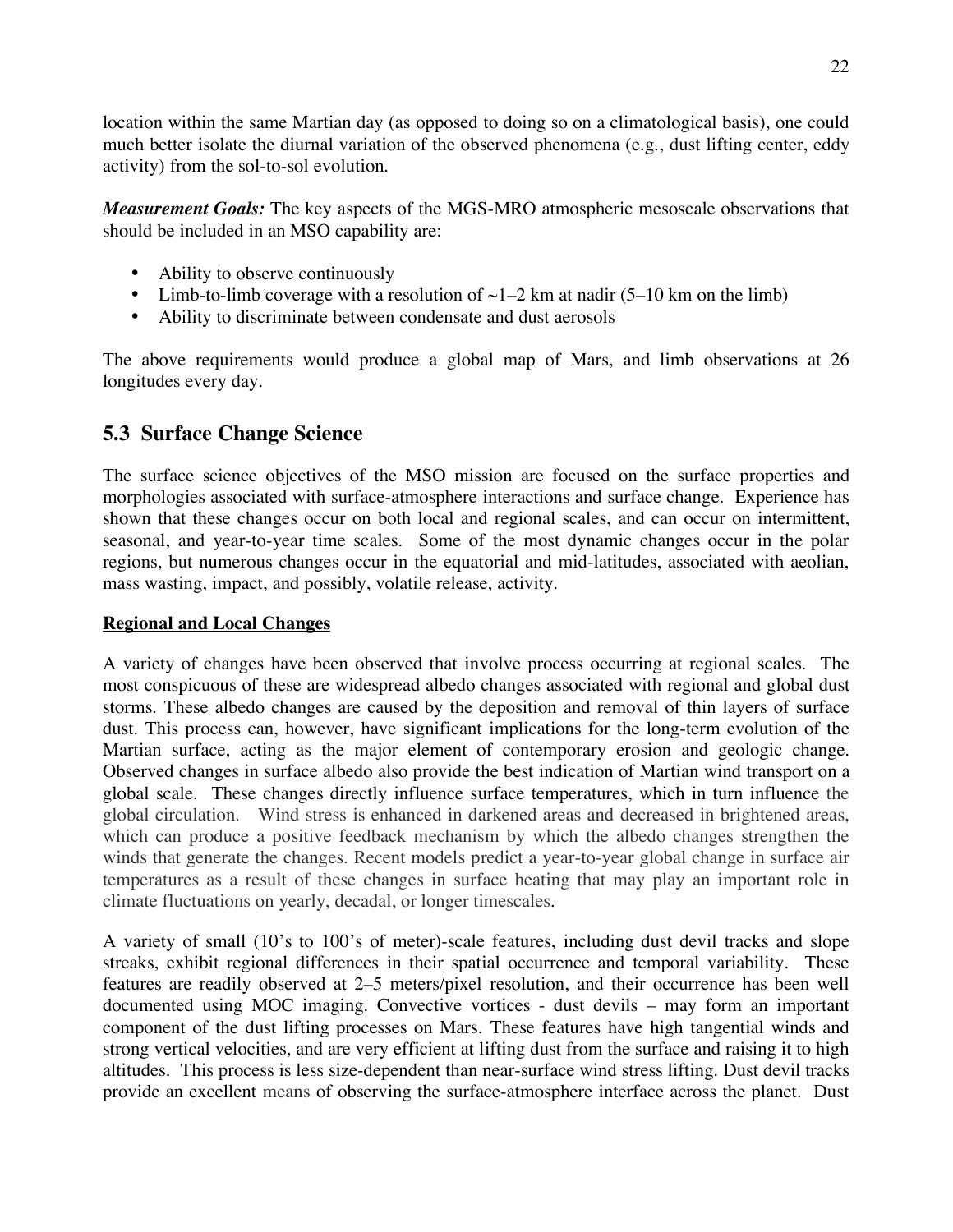location within the same Martian day (as opposed to doing so on a climatological basis), one could much better isolate the diurnal variation of the observed phenomena (e.g., dust lifting center, eddy activity) from the sol-to-sol evolution.

***Measurement Goals:*** The key aspects of the MGS-MRO atmospheric mesoscale observations that should be included in an MSO capability are:

- Ability to observe continuously
- Limb-to-limb coverage with a resolution of ~1–2 km at nadir (5–10 km on the limb)
- Ability to discriminate between condensate and dust aerosols

The above requirements would produce a global map of Mars, and limb observations at 26 longitudes every day.

## 5.3 Surface Change Science

The surface science objectives of the MSO mission are focused on the surface properties and morphologies associated with surface-atmosphere interactions and surface change. Experience has shown that these changes occur on both local and regional scales, and can occur on intermittent, seasonal, and year-to-year time scales. Some of the most dynamic changes occur in the polar regions, but numerous changes occur in the equatorial and mid-latitudes, associated with aeolian, mass wasting, impact, and possibly, volatile release, activity.

**Regional and Local Changes**

A variety of changes have been observed that involve process occurring at regional scales. The most conspicuous of these are widespread albedo changes associated with regional and global dust storms. These albedo changes are caused by the deposition and removal of thin layers of surface dust. This process can, however, have significant implications for the long-term evolution of the Martian surface, acting as the major element of contemporary erosion and geologic change. Observed changes in surface albedo also provide the best indication of Martian wind transport on a global scale. These changes directly influence surface temperatures, which in turn influence the global circulation. Wind stress is enhanced in darkened areas and decreased in brightened areas, which can produce a positive feedback mechanism by which the albedo changes strengthen the winds that generate the changes. Recent models predict a year-to-year global change in surface air temperatures as a result of these changes in surface heating that may play an important role in climate fluctuations on yearly, decadal, or longer timescales.

A variety of small (10's to 100's of meter)-scale features, including dust devil tracks and slope streaks, exhibit regional differences in their spatial occurrence and temporal variability. These features are readily observed at 2–5 meters/pixel resolution, and their occurrence has been well documented using MOC imaging. Convective vortices - dust devils – may form an important component of the dust lifting processes on Mars. These features have high tangential winds and strong vertical velocities, and are very efficient at lifting dust from the surface and raising it to high altitudes. This process is less size-dependent than near-surface wind stress lifting. Dust devil tracks provide an excellent means of observing the surface-atmosphere interface across the planet. Dust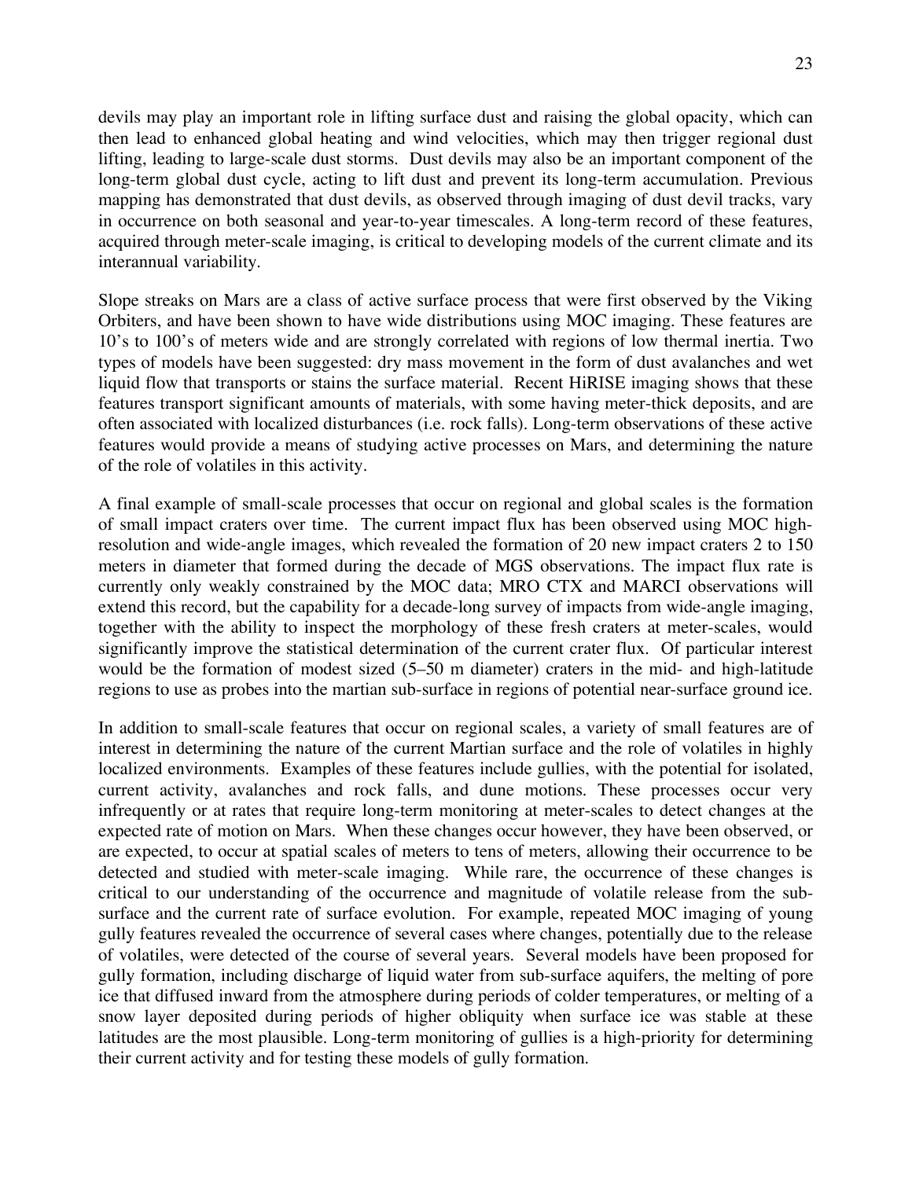devils may play an important role in lifting surface dust and raising the global opacity, which can then lead to enhanced global heating and wind velocities, which may then trigger regional dust lifting, leading to large-scale dust storms. Dust devils may also be an important component of the long-term global dust cycle, acting to lift dust and prevent its long-term accumulation. Previous mapping has demonstrated that dust devils, as observed through imaging of dust devil tracks, vary in occurrence on both seasonal and year-to-year timescales. A long-term record of these features, acquired through meter-scale imaging, is critical to developing models of the current climate and its interannual variability.

Slope streaks on Mars are a class of active surface process that were first observed by the Viking Orbiters, and have been shown to have wide distributions using MOC imaging. These features are 10's to 100's of meters wide and are strongly correlated with regions of low thermal inertia. Two types of models have been suggested: dry mass movement in the form of dust avalanches and wet liquid flow that transports or stains the surface material. Recent HiRISE imaging shows that these features transport significant amounts of materials, with some having meter-thick deposits, and are often associated with localized disturbances (i.e. rock falls). Long-term observations of these active features would provide a means of studying active processes on Mars, and determining the nature of the role of volatiles in this activity.

A final example of small-scale processes that occur on regional and global scales is the formation of small impact craters over time. The current impact flux has been observed using MOC high-resolution and wide-angle images, which revealed the formation of 20 new impact craters 2 to 150 meters in diameter that formed during the decade of MGS observations. The impact flux rate is currently only weakly constrained by the MOC data; MRO CTX and MARCI observations will extend this record, but the capability for a decade-long survey of impacts from wide-angle imaging, together with the ability to inspect the morphology of these fresh craters at meter-scales, would significantly improve the statistical determination of the current crater flux. Of particular interest would be the formation of modest sized (5–50 m diameter) craters in the mid- and high-latitude regions to use as probes into the martian sub-surface in regions of potential near-surface ground ice.

In addition to small-scale features that occur on regional scales, a variety of small features are of interest in determining the nature of the current Martian surface and the role of volatiles in highly localized environments. Examples of these features include gullies, with the potential for isolated, current activity, avalanches and rock falls, and dune motions. These processes occur very infrequently or at rates that require long-term monitoring at meter-scales to detect changes at the expected rate of motion on Mars. When these changes occur however, they have been observed, or are expected, to occur at spatial scales of meters to tens of meters, allowing their occurrence to be detected and studied with meter-scale imaging. While rare, the occurrence of these changes is critical to our understanding of the occurrence and magnitude of volatile release from the sub-surface and the current rate of surface evolution. For example, repeated MOC imaging of young gully features revealed the occurrence of several cases where changes, potentially due to the release of volatiles, were detected of the course of several years. Several models have been proposed for gully formation, including discharge of liquid water from sub-surface aquifers, the melting of pore ice that diffused inward from the atmosphere during periods of colder temperatures, or melting of a snow layer deposited during periods of higher obliquity when surface ice was stable at these latitudes are the most plausible. Long-term monitoring of gullies is a high-priority for determining their current activity and for testing these models of gully formation.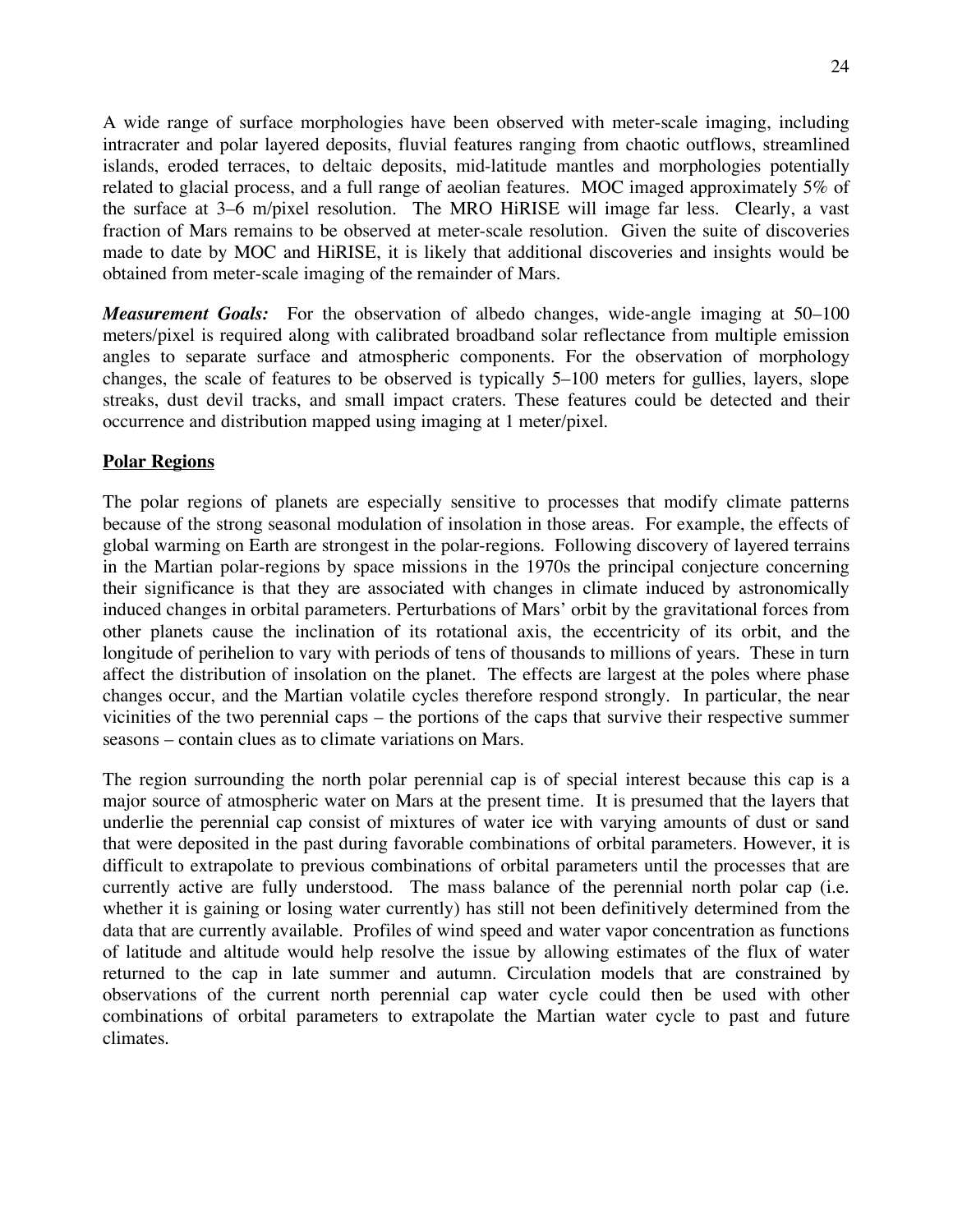A wide range of surface morphologies have been observed with meter-scale imaging, including intracrater and polar layered deposits, fluvial features ranging from chaotic outflows, streamlined islands, eroded terraces, to deltaic deposits, mid-latitude mantles and morphologies potentially related to glacial process, and a full range of aeolian features. MOC imaged approximately 5% of the surface at 3–6 m/pixel resolution. The MRO HiRISE will image far less. Clearly, a vast fraction of Mars remains to be observed at meter-scale resolution. Given the suite of discoveries made to date by MOC and HiRISE, it is likely that additional discoveries and insights would be obtained from meter-scale imaging of the remainder of Mars.

***Measurement Goals:*** For the observation of albedo changes, wide-angle imaging at 50–100 meters/pixel is required along with calibrated broadband solar reflectance from multiple emission angles to separate surface and atmospheric components. For the observation of morphology changes, the scale of features to be observed is typically 5–100 meters for gullies, layers, slope streaks, dust devil tracks, and small impact craters. These features could be detected and their occurrence and distribution mapped using imaging at 1 meter/pixel.

## Polar Regions

The polar regions of planets are especially sensitive to processes that modify climate patterns because of the strong seasonal modulation of insolation in those areas. For example, the effects of global warming on Earth are strongest in the polar-regions. Following discovery of layered terrains in the Martian polar-regions by space missions in the 1970s the principal conjecture concerning their significance is that they are associated with changes in climate induced by astronomically induced changes in orbital parameters. Perturbations of Mars' orbit by the gravitational forces from other planets cause the inclination of its rotational axis, the eccentricity of its orbit, and the longitude of perihelion to vary with periods of tens of thousands to millions of years. These in turn affect the distribution of insolation on the planet. The effects are largest at the poles where phase changes occur, and the Martian volatile cycles therefore respond strongly. In particular, the near vicinities of the two perennial caps – the portions of the caps that survive their respective summer seasons – contain clues as to climate variations on Mars.

The region surrounding the north polar perennial cap is of special interest because this cap is a major source of atmospheric water on Mars at the present time. It is presumed that the layers that underlie the perennial cap consist of mixtures of water ice with varying amounts of dust or sand that were deposited in the past during favorable combinations of orbital parameters. However, it is difficult to extrapolate to previous combinations of orbital parameters until the processes that are currently active are fully understood. The mass balance of the perennial north polar cap (i.e. whether it is gaining or losing water currently) has still not been definitively determined from the data that are currently available. Profiles of wind speed and water vapor concentration as functions of latitude and altitude would help resolve the issue by allowing estimates of the flux of water returned to the cap in late summer and autumn. Circulation models that are constrained by observations of the current north perennial cap water cycle could then be used with other combinations of orbital parameters to extrapolate the Martian water cycle to past and future climates.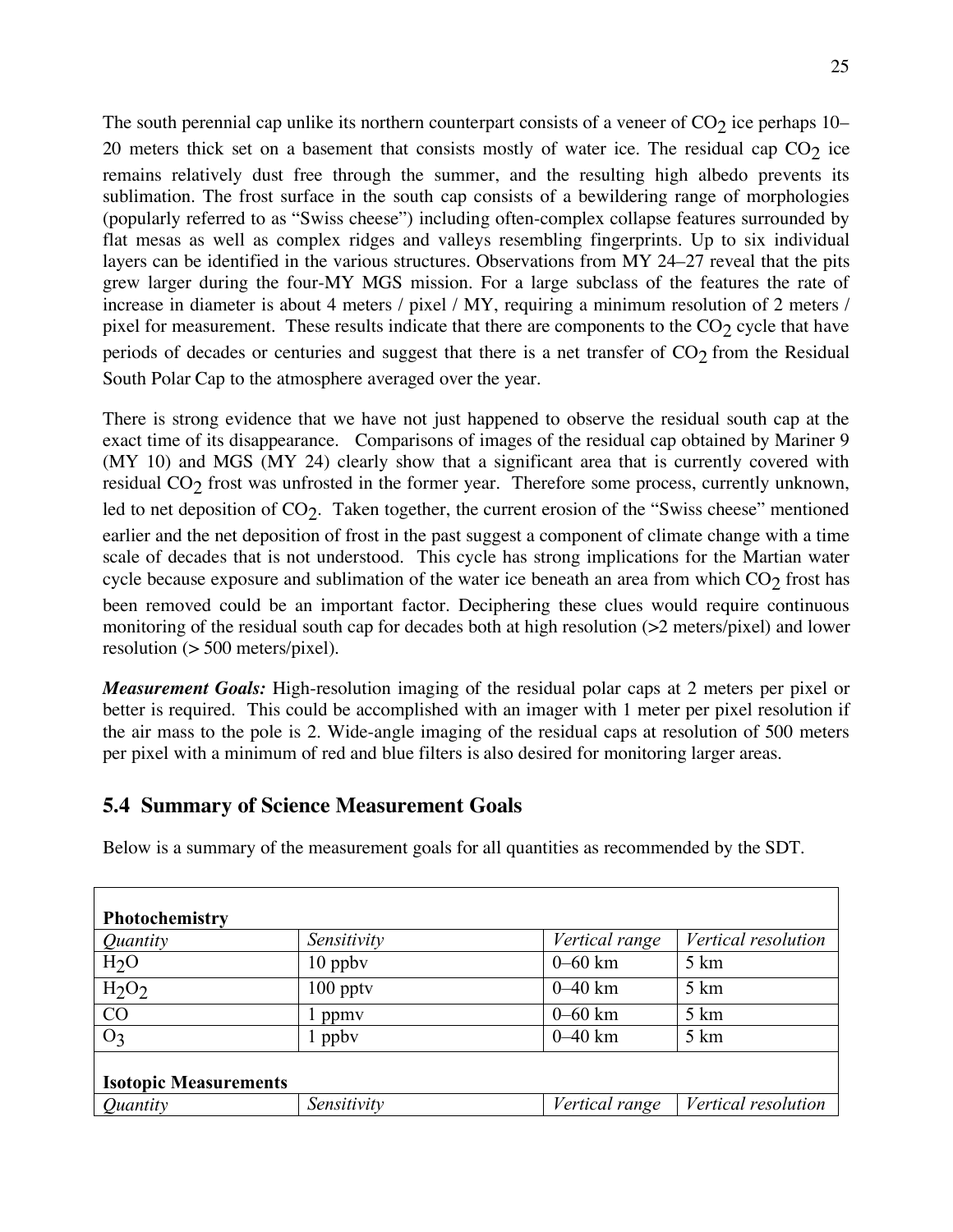The south perennial cap unlike its northern counterpart consists of a veneer of $CO_2$ ice perhaps 10–20 meters thick set on a basement that consists mostly of water ice. The residual cap $CO_2$ ice remains relatively dust free through the summer, and the resulting high albedo prevents its sublimation. The frost surface in the south cap consists of a bewildering range of morphologies (popularly referred to as "Swiss cheese") including often-complex collapse features surrounded by flat mesas as well as complex ridges and valleys resembling fingerprints. Up to six individual layers can be identified in the various structures. Observations from MY 24–27 reveal that the pits grew larger during the four-MY MGS mission. For a large subclass of the features the rate of increase in diameter is about 4 meters / pixel / MY, requiring a minimum resolution of 2 meters / pixel for measurement. These results indicate that there are components to the $CO_2$ cycle that have periods of decades or centuries and suggest that there is a net transfer of $CO_2$ from the Residual South Polar Cap to the atmosphere averaged over the year.

There is strong evidence that we have not just happened to observe the residual south cap at the exact time of its disappearance. Comparisons of images of the residual cap obtained by Mariner 9 (MY 10) and MGS (MY 24) clearly show that a significant area that is currently covered with residual $CO_2$ frost was unfrosted in the former year. Therefore some process, currently unknown, led to net deposition of $CO_2$. Taken together, the current erosion of the "Swiss cheese" mentioned earlier and the net deposition of frost in the past suggest a component of climate change with a time scale of decades that is not understood. This cycle has strong implications for the Martian water cycle because exposure and sublimation of the water ice beneath an area from which $CO_2$ frost has been removed could be an important factor. Deciphering these clues would require continuous monitoring of the residual south cap for decades both at high resolution (>2 meters/pixel) and lower resolution (> 500 meters/pixel).

***Measurement Goals:*** High-resolution imaging of the residual polar caps at 2 meters per pixel or better is required. This could be accomplished with an imager with 1 meter per pixel resolution if the air mass to the pole is 2. Wide-angle imaging of the residual caps at resolution of 500 meters per pixel with a minimum of red and blue filters is also desired for monitoring larger areas.

## 5.4 Summary of Science Measurement Goals

Below is a summary of the measurement goals for all quantities as recommended by the SDT.

| **Photochemistry** | | | |
|---|---|---|---|
| *Quantity* | *Sensitivity* | *Vertical range* | *Vertical resolution* |
| $H_2O$ | 10 ppbv | 0–60 km | 5 km |
| $H_2O_2$ | 100 pptv | 0–40 km | 5 km |
| CO | 1 ppmv | 0–60 km | 5 km |
| $O_3$ | 1 ppbv | 0–40 km | 5 km |
| **Isotopic Measurements** | | | |
| *Quantity* | *Sensitivity* | *Vertical range* | *Vertical resolution* |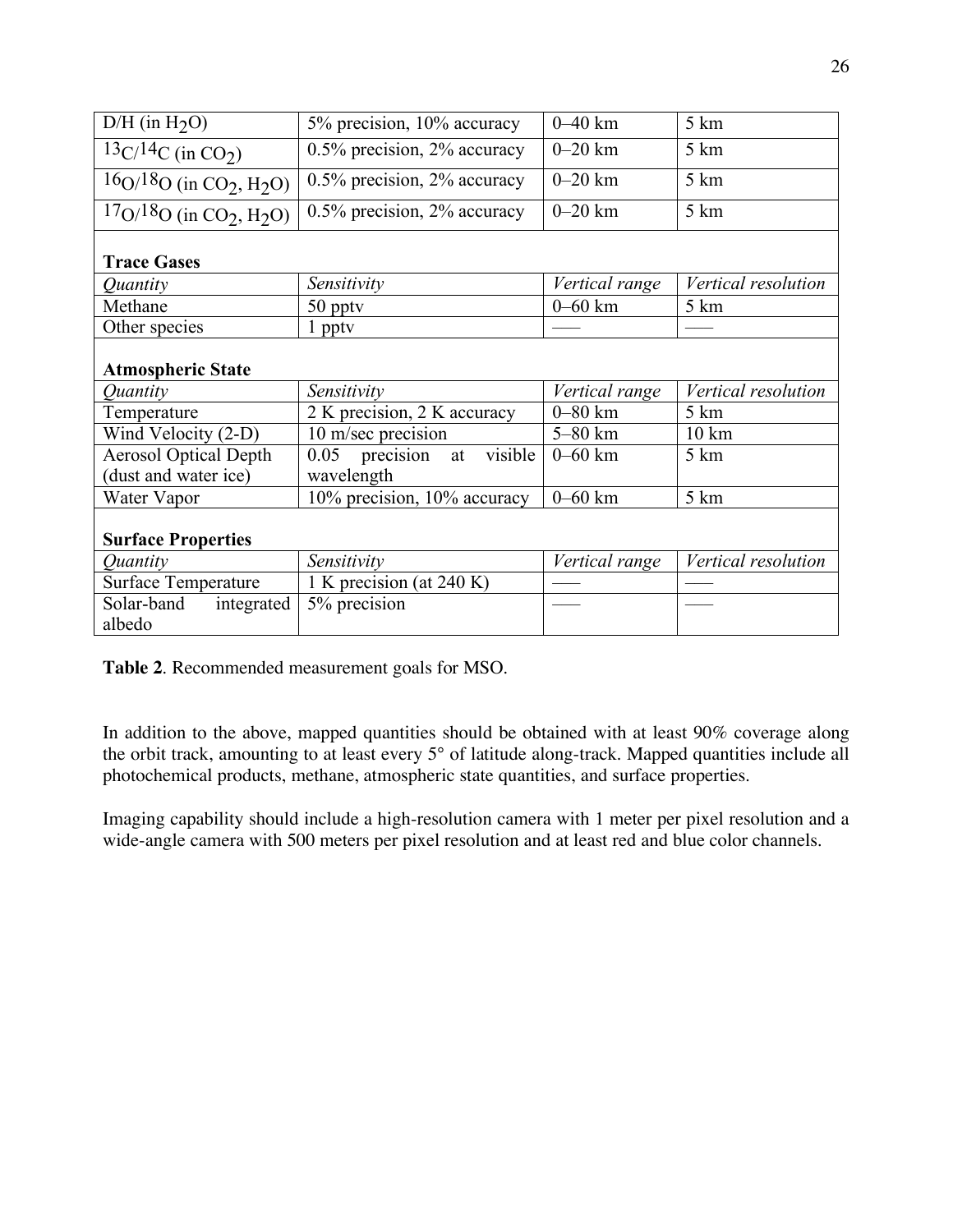| D/H (in $H_2O$) | 5% precision, 10% accuracy | 0–40 km | 5 km |
|---|---|---|---|
| $^{13}C/^{14}C$ (in $CO_2$) | 0.5% precision, 2% accuracy | 0–20 km | 5 km |
| $^{16}O/^{18}O$ (in $CO_2$, $H_2O$) | 0.5% precision, 2% accuracy | 0–20 km | 5 km |
| $^{17}O/^{18}O$ (in $CO_2$, $H_2O$) | 0.5% precision, 2% accuracy | 0–20 km | 5 km |
| **Trace Gases** | | | |
| *Quantity* | *Sensitivity* | *Vertical range* | *Vertical resolution* |
| Methane | 50 pptv | 0–60 km | 5 km |
| Other species | 1 pptv | —— | —— |
| **Atmospheric State** | | | |
| *Quantity* | *Sensitivity* | *Vertical range* | *Vertical resolution* |
| Temperature | 2 K precision, 2 K accuracy | 0–80 km | 5 km |
| Wind Velocity (2-D) | 10 m/sec precision | 5–80 km | 10 km |
| Aerosol Optical Depth (dust and water ice) | 0.05 precision at visible wavelength | 0–60 km | 5 km |
| Water Vapor | 10% precision, 10% accuracy | 0–60 km | 5 km |
| **Surface Properties** | | | |
| *Quantity* | *Sensitivity* | *Vertical range* | *Vertical resolution* |
| Surface Temperature | 1 K precision (at 240 K) | —— | —— |
| Solar-band integrated albedo | 5% precision | —— | —— |

**Table 2**. Recommended measurement goals for MSO.

In addition to the above, mapped quantities should be obtained with at least 90% coverage along the orbit track, amounting to at least every 5° of latitude along-track. Mapped quantities include all photochemical products, methane, atmospheric state quantities, and surface properties.

Imaging capability should include a high-resolution camera with 1 meter per pixel resolution and a wide-angle camera with 500 meters per pixel resolution and at least red and blue color channels.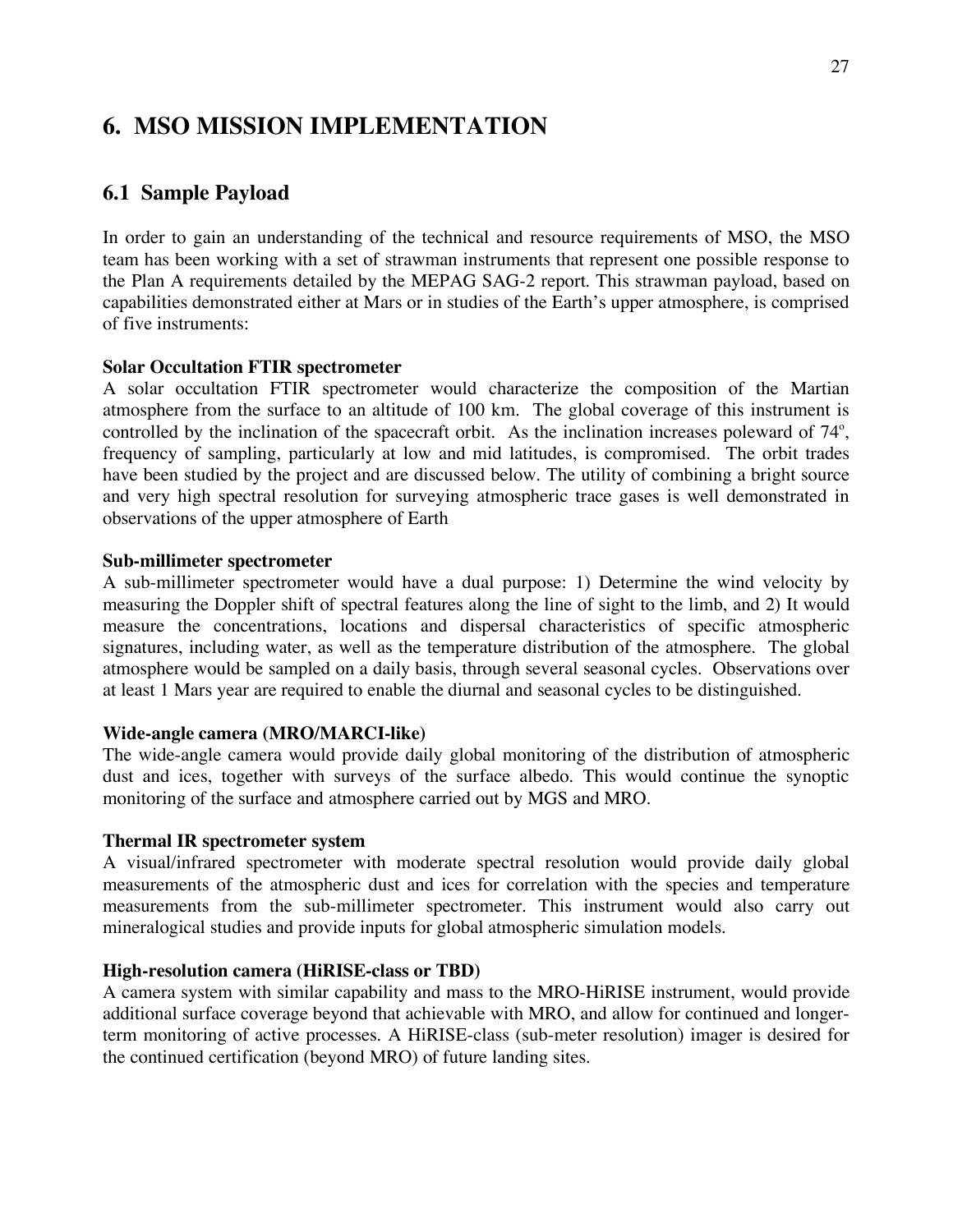# 6. MSO MISSION IMPLEMENTATION

## 6.1 Sample Payload

In order to gain an understanding of the technical and resource requirements of MSO, the MSO team has been working with a set of strawman instruments that represent one possible response to the Plan A requirements detailed by the MEPAG SAG-2 report. This strawman payload, based on capabilities demonstrated either at Mars or in studies of the Earth's upper atmosphere, is comprised of five instruments:

**Solar Occultation FTIR spectrometer**

A solar occultation FTIR spectrometer would characterize the composition of the Martian atmosphere from the surface to an altitude of 100 km. The global coverage of this instrument is controlled by the inclination of the spacecraft orbit. As the inclination increases poleward of 74º, frequency of sampling, particularly at low and mid latitudes, is compromised. The orbit trades have been studied by the project and are discussed below. The utility of combining a bright source and very high spectral resolution for surveying atmospheric trace gases is well demonstrated in observations of the upper atmosphere of Earth

**Sub-millimeter spectrometer**

A sub-millimeter spectrometer would have a dual purpose: 1) Determine the wind velocity by measuring the Doppler shift of spectral features along the line of sight to the limb, and 2) It would measure the concentrations, locations and dispersal characteristics of specific atmospheric signatures, including water, as well as the temperature distribution of the atmosphere. The global atmosphere would be sampled on a daily basis, through several seasonal cycles. Observations over at least 1 Mars year are required to enable the diurnal and seasonal cycles to be distinguished.

**Wide-angle camera (MRO/MARCI-like)**

The wide-angle camera would provide daily global monitoring of the distribution of atmospheric dust and ices, together with surveys of the surface albedo. This would continue the synoptic monitoring of the surface and atmosphere carried out by MGS and MRO.

**Thermal IR spectrometer system**

A visual/infrared spectrometer with moderate spectral resolution would provide daily global measurements of the atmospheric dust and ices for correlation with the species and temperature measurements from the sub-millimeter spectrometer. This instrument would also carry out mineralogical studies and provide inputs for global atmospheric simulation models.

**High-resolution camera (HiRISE-class or TBD)**

A camera system with similar capability and mass to the MRO-HiRISE instrument, would provide additional surface coverage beyond that achievable with MRO, and allow for continued and longer-term monitoring of active processes. A HiRISE-class (sub-meter resolution) imager is desired for the continued certification (beyond MRO) of future landing sites.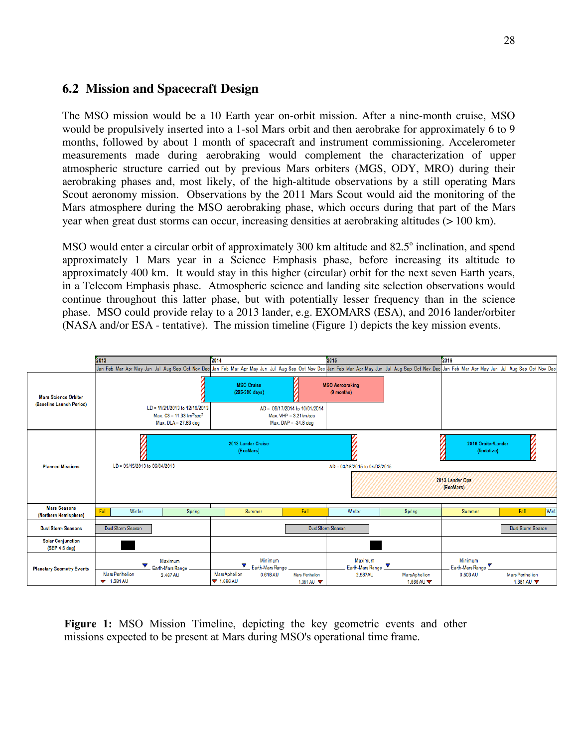## 6.2 Mission and Spacecraft Design

The MSO mission would be a 10 Earth year on-orbit mission. After a nine-month cruise, MSO would be propulsively inserted into a 1-sol Mars orbit and then aerobrake for approximately 6 to 9 months, followed by about 1 month of spacecraft and instrument commissioning. Accelerometer measurements made during aerobraking would complement the characterization of upper atmospheric structure carried out by previous Mars orbiters (MGS, ODY, MRO) during their aerobraking phases and, most likely, of the high-altitude observations by a still operating Mars Scout aeronomy mission. Observations by the 2011 Mars Scout would aid the monitoring of the Mars atmosphere during the MSO aerobraking phase, which occurs during that part of the Mars year when great dust storms can occur, increasing densities at aerobraking altitudes (> 100 km).

MSO would enter a circular orbit of approximately 300 km altitude and 82.5° inclination, and spend approximately 1 Mars year in a Science Emphasis phase, before increasing its altitude to approximately 400 km. It would stay in this higher (circular) orbit for the next seven Earth years, in a Telecom Emphasis phase. Atmospheric science and landing site selection observations would continue throughout this latter phase, but with potentially lesser frequency than in the science phase. MSO could provide relay to a 2013 lander, e.g. EXOMARS (ESA), and 2016 lander/orbiter (NASA and/or ESA - tentative). The mission timeline (Figure 1) depicts the key mission events.

**Figure 1:** MSO Mission Timeline, depicting the key geometric events and other missions expected to be present at Mars during MSO's operational time frame.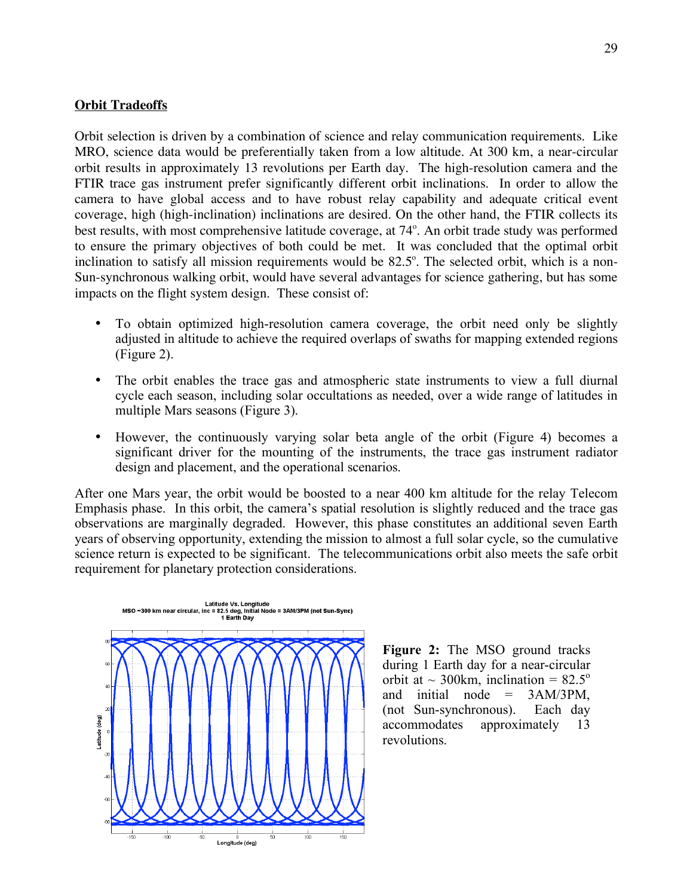## Orbit Tradeoffs

Orbit selection is driven by a combination of science and relay communication requirements. Like MRO, science data would be preferentially taken from a low altitude. At 300 km, a near-circular orbit results in approximately 13 revolutions per Earth day. The high-resolution camera and the FTIR trace gas instrument prefer significantly different orbit inclinations. In order to allow the camera to have global access and to have robust relay capability and adequate critical event coverage, high (high-inclination) inclinations are desired. On the other hand, the FTIR collects its best results, with most comprehensive latitude coverage, at 74°. An orbit trade study was performed to ensure the primary objectives of both could be met. It was concluded that the optimal orbit inclination to satisfy all mission requirements would be 82.5°. The selected orbit, which is a non-Sun-synchronous walking orbit, would have several advantages for science gathering, but has some impacts on the flight system design. These consist of:

- To obtain optimized high-resolution camera coverage, the orbit need only be slightly adjusted in altitude to achieve the required overlaps of swaths for mapping extended regions (Figure 2).
- The orbit enables the trace gas and atmospheric state instruments to view a full diurnal cycle each season, including solar occultations as needed, over a wide range of latitudes in multiple Mars seasons (Figure 3).
- However, the continuously varying solar beta angle of the orbit (Figure 4) becomes a significant driver for the mounting of the instruments, the trace gas instrument radiator design and placement, and the operational scenarios.

After one Mars year, the orbit would be boosted to a near 400 km altitude for the relay Telecom Emphasis phase. In this orbit, the camera's spatial resolution is slightly reduced and the trace gas observations are marginally degraded. However, this phase constitutes an additional seven Earth years of observing opportunity, extending the mission to almost a full solar cycle, so the cumulative science return is expected to be significant. The telecommunications orbit also meets the safe orbit requirement for planetary protection considerations.

**Figure 2:** The MSO ground tracks during 1 Earth day for a near-circular orbit at ~ 300km, inclination = 82.5° and initial node = 3AM/3PM, (not Sun-synchronous). Each day accommodates approximately 13 revolutions.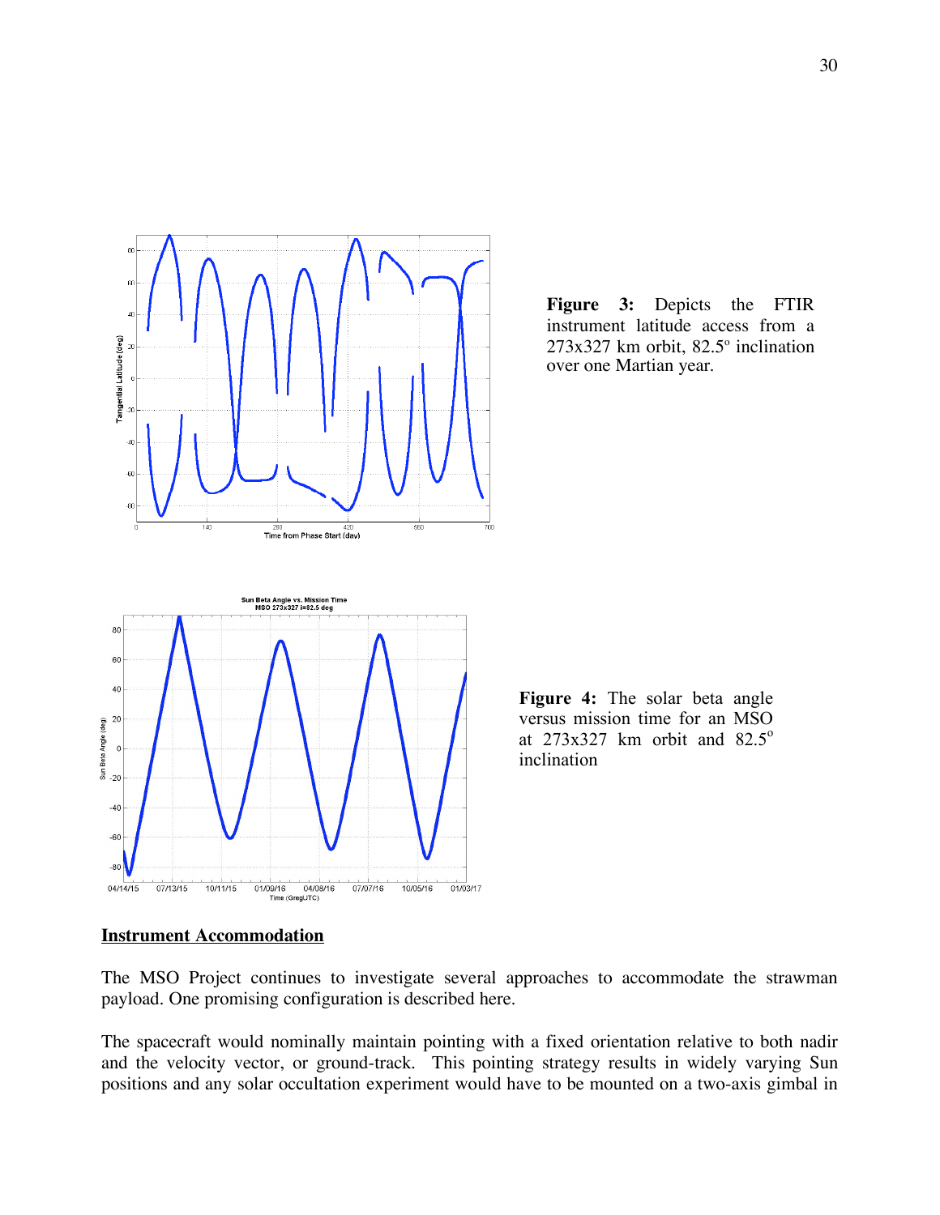**Figure 3:** Depicts the FTIR instrument latitude access from a 273x327 km orbit, 82.5° inclination over one Martian year.

**Figure 4:** The solar beta angle versus mission time for an MSO at 273x327 km orbit and 82.5° inclination

## Instrument Accommodation

The MSO Project continues to investigate several approaches to accommodate the strawman payload. One promising configuration is described here.

The spacecraft would nominally maintain pointing with a fixed orientation relative to both nadir and the velocity vector, or ground-track. This pointing strategy results in widely varying Sun positions and any solar occultation experiment would have to be mounted on a two-axis gimbal in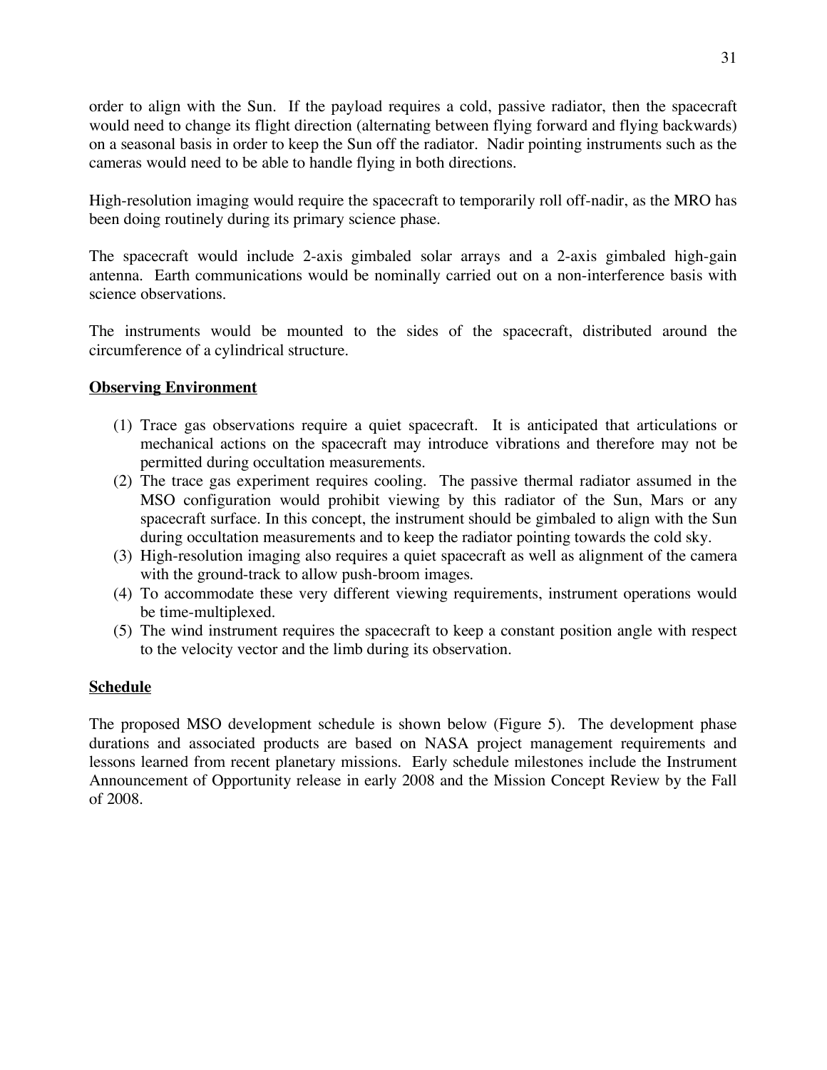order to align with the Sun. If the payload requires a cold, passive radiator, then the spacecraft would need to change its flight direction (alternating between flying forward and flying backwards) on a seasonal basis in order to keep the Sun off the radiator. Nadir pointing instruments such as the cameras would need to be able to handle flying in both directions.

High-resolution imaging would require the spacecraft to temporarily roll off-nadir, as the MRO has been doing routinely during its primary science phase.

The spacecraft would include 2-axis gimbaled solar arrays and a 2-axis gimbaled high-gain antenna. Earth communications would be nominally carried out on a non-interference basis with science observations.

The instruments would be mounted to the sides of the spacecraft, distributed around the circumference of a cylindrical structure.

**Observing Environment**

(1) Trace gas observations require a quiet spacecraft. It is anticipated that articulations or mechanical actions on the spacecraft may introduce vibrations and therefore may not be permitted during occultation measurements.
(2) The trace gas experiment requires cooling. The passive thermal radiator assumed in the MSO configuration would prohibit viewing by this radiator of the Sun, Mars or any spacecraft surface. In this concept, the instrument should be gimbaled to align with the Sun during occultation measurements and to keep the radiator pointing towards the cold sky.
(3) High-resolution imaging also requires a quiet spacecraft as well as alignment of the camera with the ground-track to allow push-broom images.
(4) To accommodate these very different viewing requirements, instrument operations would be time-multiplexed.
(5) The wind instrument requires the spacecraft to keep a constant position angle with respect to the velocity vector and the limb during its observation.

**Schedule**

The proposed MSO development schedule is shown below (Figure 5). The development phase durations and associated products are based on NASA project management requirements and lessons learned from recent planetary missions. Early schedule milestones include the Instrument Announcement of Opportunity release in early 2008 and the Mission Concept Review by the Fall of 2008.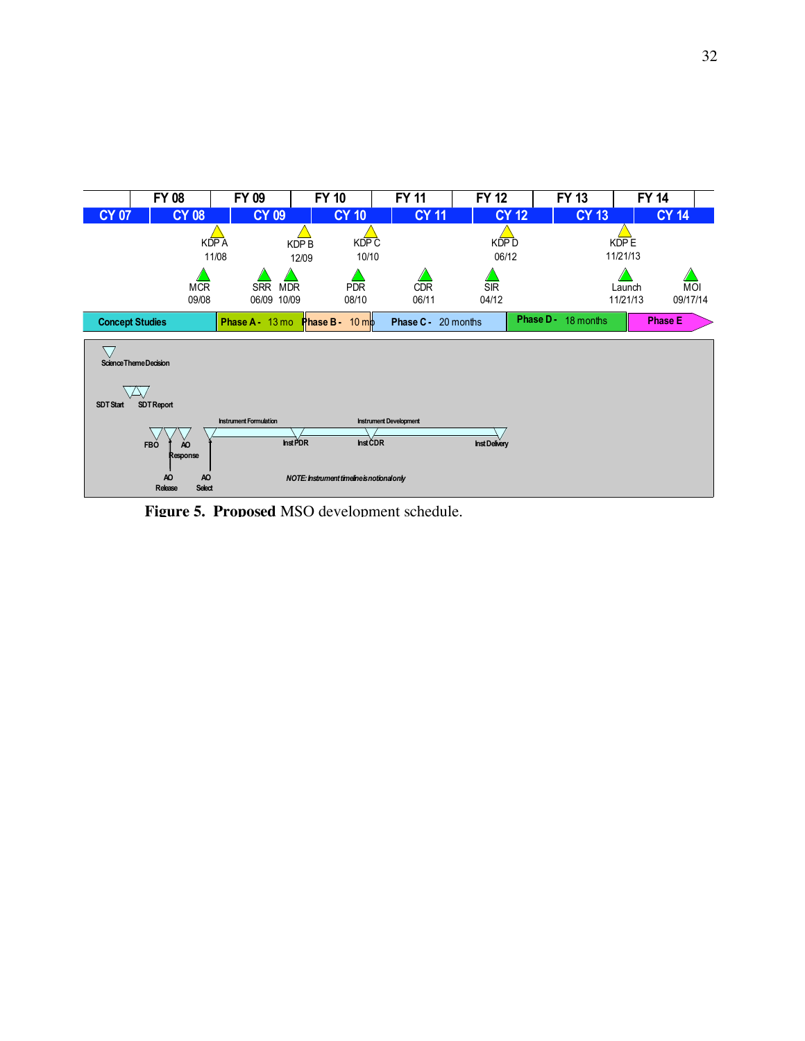Figure 5. Proposed MSO development schedule.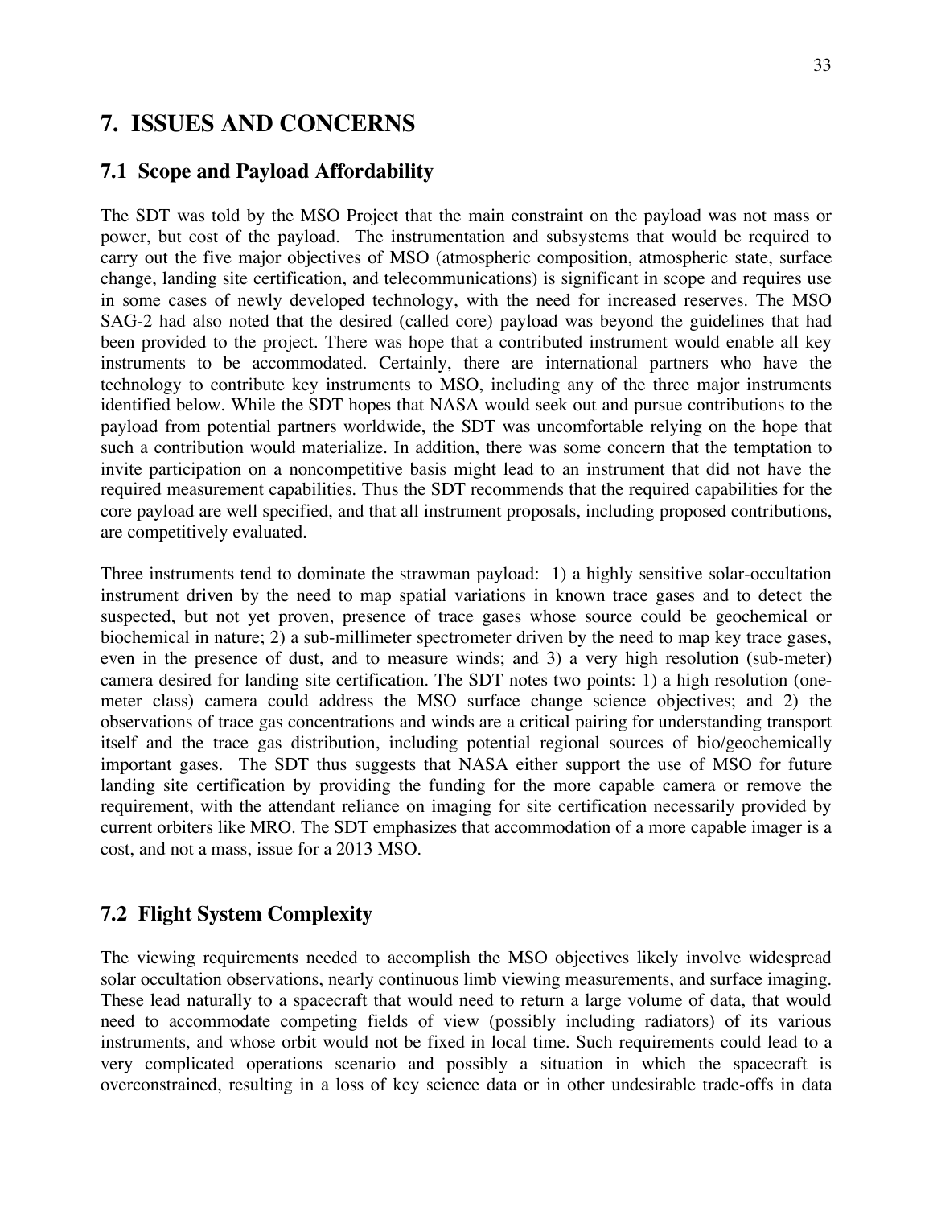# 7. ISSUES AND CONCERNS

## 7.1 Scope and Payload Affordability

The SDT was told by the MSO Project that the main constraint on the payload was not mass or power, but cost of the payload. The instrumentation and subsystems that would be required to carry out the five major objectives of MSO (atmospheric composition, atmospheric state, surface change, landing site certification, and telecommunications) is significant in scope and requires use in some cases of newly developed technology, with the need for increased reserves. The MSO SAG-2 had also noted that the desired (called core) payload was beyond the guidelines that had been provided to the project. There was hope that a contributed instrument would enable all key instruments to be accommodated. Certainly, there are international partners who have the technology to contribute key instruments to MSO, including any of the three major instruments identified below. While the SDT hopes that NASA would seek out and pursue contributions to the payload from potential partners worldwide, the SDT was uncomfortable relying on the hope that such a contribution would materialize. In addition, there was some concern that the temptation to invite participation on a noncompetitive basis might lead to an instrument that did not have the required measurement capabilities. Thus the SDT recommends that the required capabilities for the core payload are well specified, and that all instrument proposals, including proposed contributions, are competitively evaluated.

Three instruments tend to dominate the strawman payload: 1) a highly sensitive solar-occultation instrument driven by the need to map spatial variations in known trace gases and to detect the suspected, but not yet proven, presence of trace gases whose source could be geochemical or biochemical in nature; 2) a sub-millimeter spectrometer driven by the need to map key trace gases, even in the presence of dust, and to measure winds; and 3) a very high resolution (sub-meter) camera desired for landing site certification. The SDT notes two points: 1) a high resolution (one-meter class) camera could address the MSO surface change science objectives; and 2) the observations of trace gas concentrations and winds are a critical pairing for understanding transport itself and the trace gas distribution, including potential regional sources of bio/geochemically important gases. The SDT thus suggests that NASA either support the use of MSO for future landing site certification by providing the funding for the more capable camera or remove the requirement, with the attendant reliance on imaging for site certification necessarily provided by current orbiters like MRO. The SDT emphasizes that accommodation of a more capable imager is a cost, and not a mass, issue for a 2013 MSO.

## 7.2 Flight System Complexity

The viewing requirements needed to accomplish the MSO objectives likely involve widespread solar occultation observations, nearly continuous limb viewing measurements, and surface imaging. These lead naturally to a spacecraft that would need to return a large volume of data, that would need to accommodate competing fields of view (possibly including radiators) of its various instruments, and whose orbit would not be fixed in local time. Such requirements could lead to a very complicated operations scenario and possibly a situation in which the spacecraft is overconstrained, resulting in a loss of key science data or in other undesirable trade-offs in data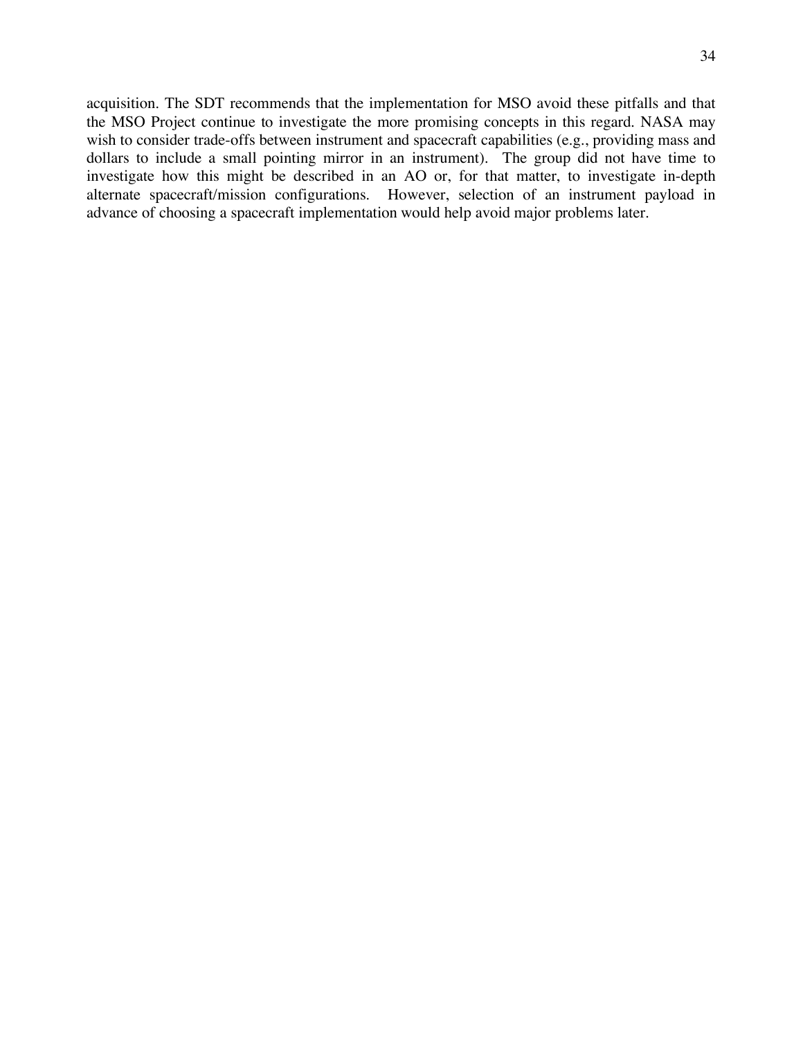acquisition. The SDT recommends that the implementation for MSO avoid these pitfalls and that the MSO Project continue to investigate the more promising concepts in this regard. NASA may wish to consider trade-offs between instrument and spacecraft capabilities (e.g., providing mass and dollars to include a small pointing mirror in an instrument). The group did not have time to investigate how this might be described in an AO or, for that matter, to investigate in-depth alternate spacecraft/mission configurations. However, selection of an instrument payload in advance of choosing a spacecraft implementation would help avoid major problems later.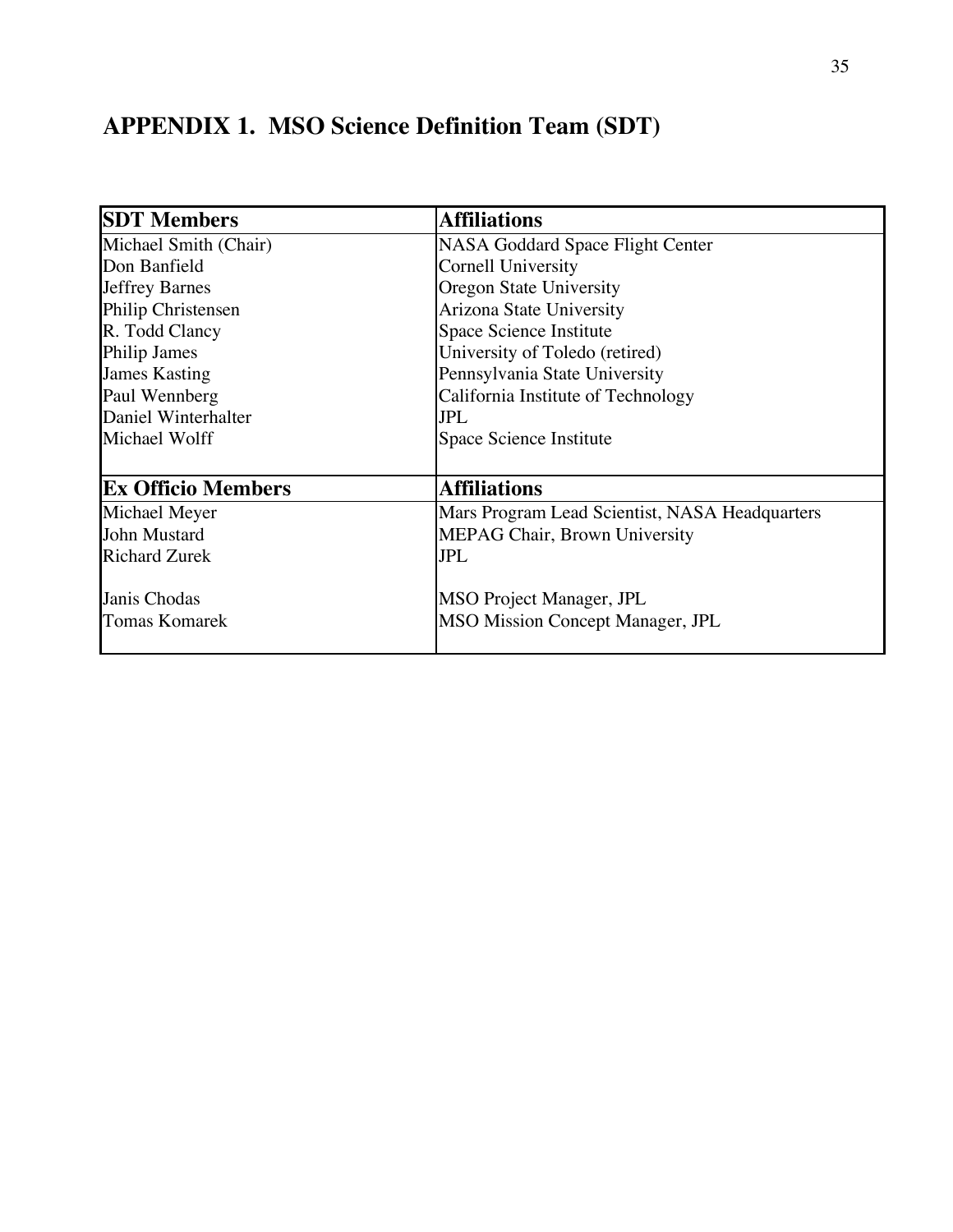# APPENDIX 1. MSO Science Definition Team (SDT)

| SDT Members | Affiliations |
|---|---|
| Michael Smith (Chair) | NASA Goddard Space Flight Center |
| Don Banfield | Cornell University |
| Jeffrey Barnes | Oregon State University |
| Philip Christensen | Arizona State University |
| R. Todd Clancy | Space Science Institute |
| Philip James | University of Toledo (retired) |
| James Kasting | Pennsylvania State University |
| Paul Wennberg | California Institute of Technology |
| Daniel Winterhalter | JPL |
| Michael Wolff | Space Science Institute |
| **Ex Officio Members** | **Affiliations** |
| Michael Meyer | Mars Program Lead Scientist, NASA Headquarters |
| John Mustard | MEPAG Chair, Brown University |
| Richard Zurek | JPL |
| Janis Chodas | MSO Project Manager, JPL |
| Tomas Komarek | MSO Mission Concept Manager, JPL |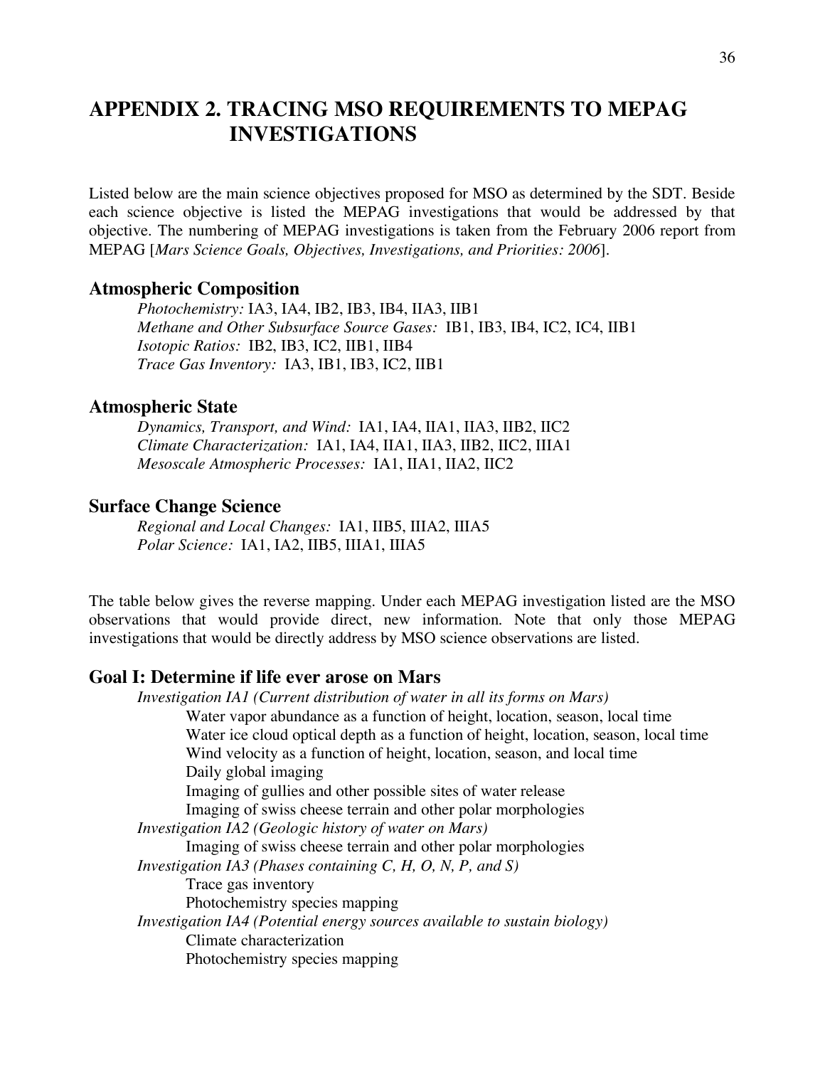# APPENDIX 2. TRACING MSO REQUIREMENTS TO MEPAG INVESTIGATIONS

Listed below are the main science objectives proposed for MSO as determined by the SDT. Beside each science objective is listed the MEPAG investigations that would be addressed by that objective. The numbering of MEPAG investigations is taken from the February 2006 report from MEPAG [*Mars Science Goals, Objectives, Investigations, and Priorities: 2006*].

## Atmospheric Composition

*Photochemistry:* IA3, IA4, IB2, IB3, IB4, IIA3, IIB1
*Methane and Other Subsurface Source Gases:* IB1, IB3, IB4, IC2, IC4, IIB1
*Isotopic Ratios:* IB2, IB3, IC2, IIB1, IIB4
*Trace Gas Inventory:* IA3, IB1, IB3, IC2, IIB1

## Atmospheric State

*Dynamics, Transport, and Wind:* IA1, IA4, IIA1, IIA3, IIB2, IIC2
*Climate Characterization:* IA1, IA4, IIA1, IIA3, IIB2, IIC2, IIIA1
*Mesoscale Atmospheric Processes:* IA1, IIA1, IIA2, IIC2

## Surface Change Science

*Regional and Local Changes:* IA1, IIB5, IIIA2, IIIA5
*Polar Science:* IA1, IA2, IIB5, IIIA1, IIIA5

The table below gives the reverse mapping. Under each MEPAG investigation listed are the MSO observations that would provide direct, new information. Note that only those MEPAG investigations that would be directly address by MSO science observations are listed.

## Goal I: Determine if life ever arose on Mars

*Investigation IA1 (Current distribution of water in all its forms on Mars)*
- Water vapor abundance as a function of height, location, season, local time
- Water ice cloud optical depth as a function of height, location, season, local time
- Wind velocity as a function of height, location, season, and local time
- Daily global imaging
- Imaging of gullies and other possible sites of water release
- Imaging of swiss cheese terrain and other polar morphologies

*Investigation IA2 (Geologic history of water on Mars)*
- Imaging of swiss cheese terrain and other polar morphologies

*Investigation IA3 (Phases containing C, H, O, N, P, and S)*
- Trace gas inventory
- Photochemistry species mapping

*Investigation IA4 (Potential energy sources available to sustain biology)*
- Climate characterization
- Photochemistry species mapping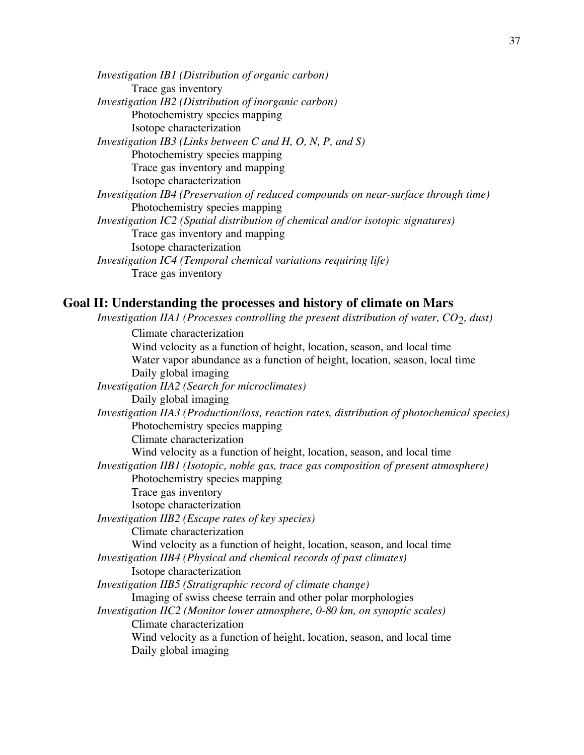*Investigation IB1 (Distribution of organic carbon)*

Trace gas inventory

*Investigation IB2 (Distribution of inorganic carbon)*

Photochemistry species mapping

Isotope characterization

*Investigation IB3 (Links between C and H, O, N, P, and S)*

Photochemistry species mapping

Trace gas inventory and mapping

Isotope characterization

*Investigation IB4 (Preservation of reduced compounds on near-surface through time)*

Photochemistry species mapping

*Investigation IC2 (Spatial distribution of chemical and/or isotopic signatures)*

Trace gas inventory and mapping

Isotope characterization

*Investigation IC4 (Temporal chemical variations requiring life)*

Trace gas inventory

## Goal II: Understanding the processes and history of climate on Mars

*Investigation IIA1 (Processes controlling the present distribution of water, $CO_2$, dust)*

Climate characterization

Wind velocity as a function of height, location, season, and local time

Water vapor abundance as a function of height, location, season, local time

Daily global imaging

*Investigation IIA2 (Search for microclimates)*

Daily global imaging

*Investigation IIA3 (Production/loss, reaction rates, distribution of photochemical species)*

Photochemistry species mapping

Climate characterization

Wind velocity as a function of height, location, season, and local time

*Investigation IIB1 (Isotopic, noble gas, trace gas composition of present atmosphere)*

Photochemistry species mapping

Trace gas inventory

Isotope characterization

*Investigation IIB2 (Escape rates of key species)*

Climate characterization

Wind velocity as a function of height, location, season, and local time

*Investigation IIB4 (Physical and chemical records of past climates)*

Isotope characterization

*Investigation IIB5 (Stratigraphic record of climate change)*

Imaging of swiss cheese terrain and other polar morphologies

*Investigation IIC2 (Monitor lower atmosphere, 0-80 km, on synoptic scales)*

Climate characterization

Wind velocity as a function of height, location, season, and local time

Daily global imaging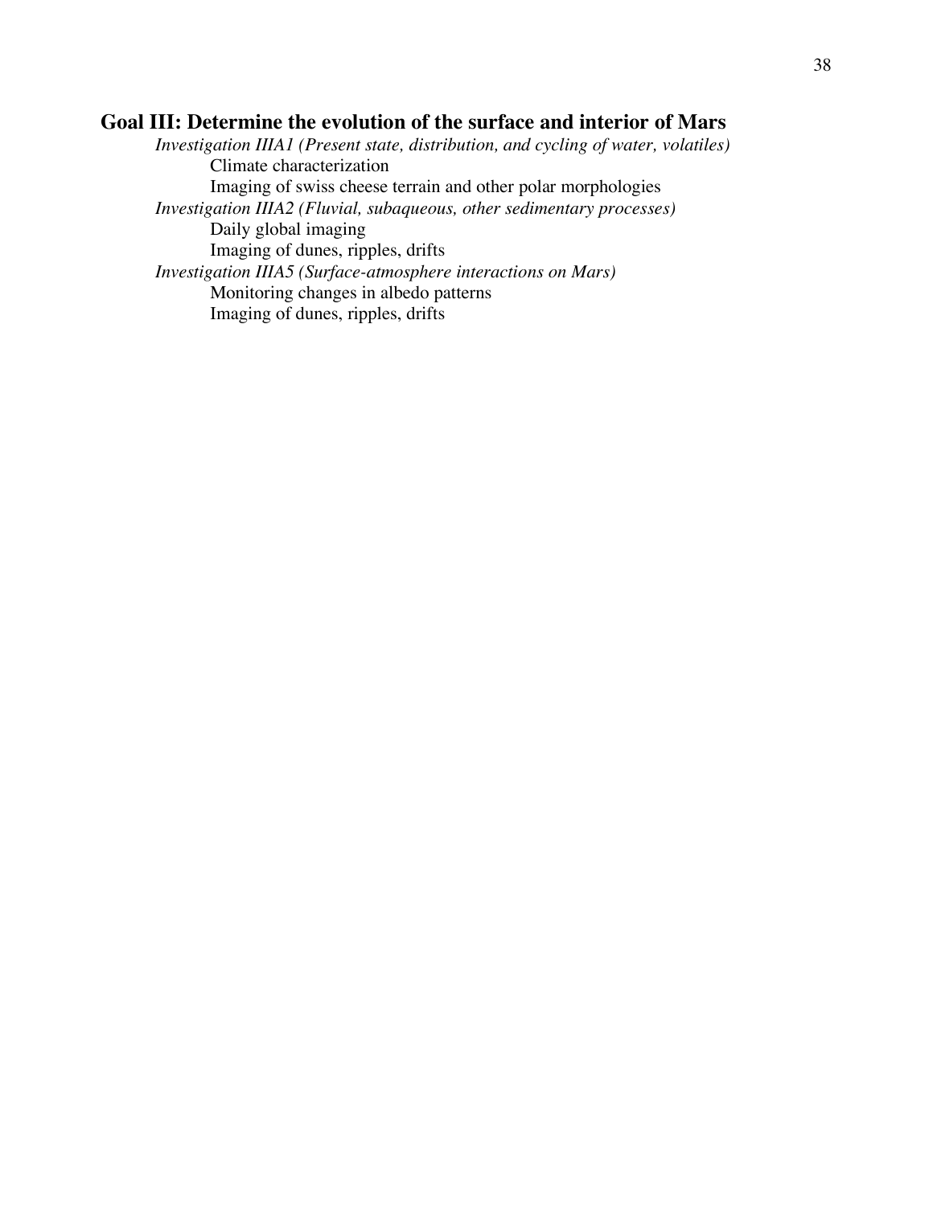## Goal III: Determine the evolution of the surface and interior of Mars

*Investigation IIIA1 (Present state, distribution, and cycling of water, volatiles)*

- Climate characterization
- Imaging of swiss cheese terrain and other polar morphologies

*Investigation IIIA2 (Fluvial, subaqueous, other sedimentary processes)*

- Daily global imaging
- Imaging of dunes, ripples, drifts

*Investigation IIIA5 (Surface-atmosphere interactions on Mars)*

- Monitoring changes in albedo patterns
- Imaging of dunes, ripples, drifts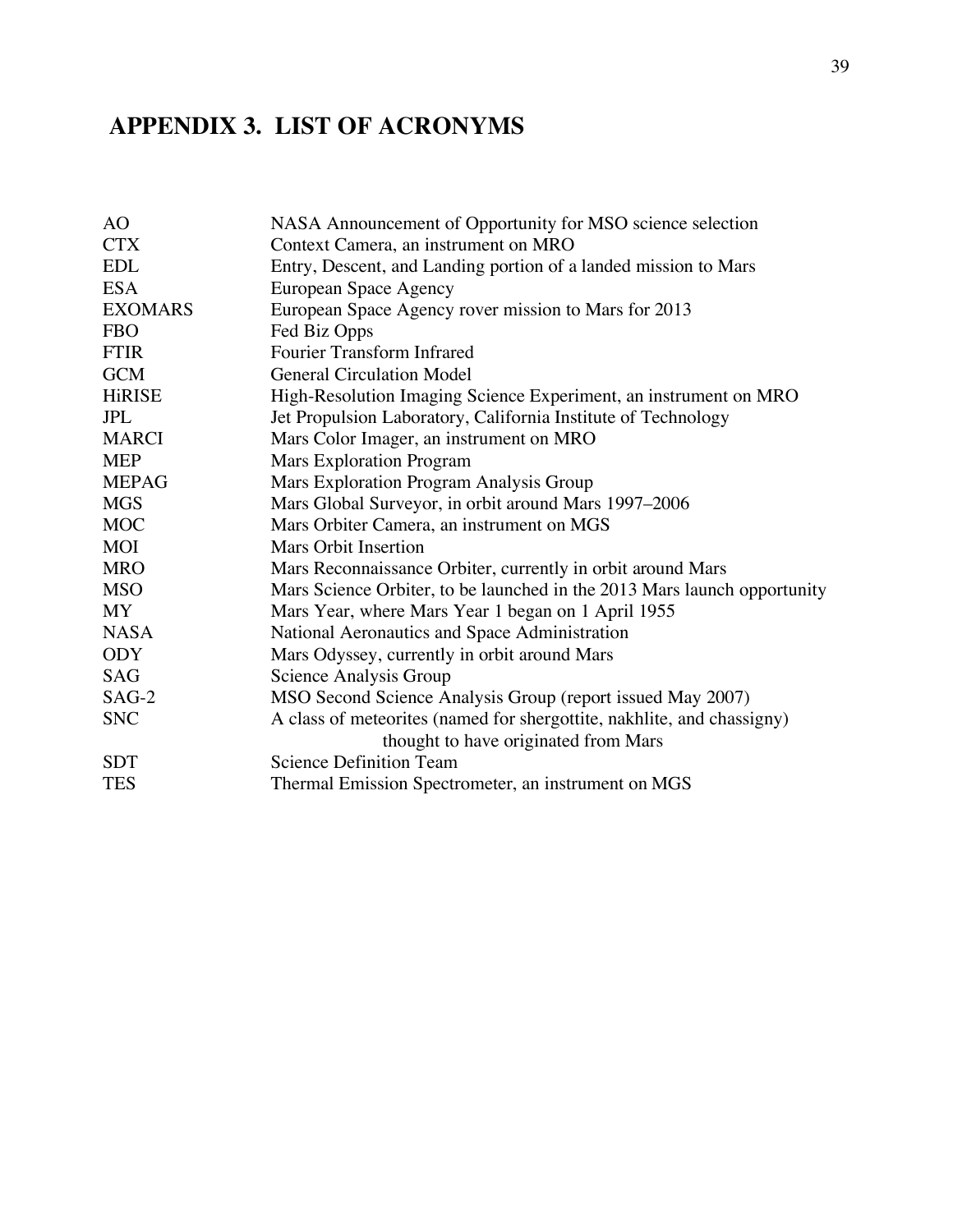# APPENDIX 3. LIST OF ACRONYMS

| | |
|---|---|
| AO | NASA Announcement of Opportunity for MSO science selection |
| CTX | Context Camera, an instrument on MRO |
| EDL | Entry, Descent, and Landing portion of a landed mission to Mars |
| ESA | European Space Agency |
| EXOMARS | European Space Agency rover mission to Mars for 2013 |
| FBO | Fed Biz Opps |
| FTIR | Fourier Transform Infrared |
| GCM | General Circulation Model |
| HiRISE | High-Resolution Imaging Science Experiment, an instrument on MRO |
| JPL | Jet Propulsion Laboratory, California Institute of Technology |
| MARCI | Mars Color Imager, an instrument on MRO |
| MEP | Mars Exploration Program |
| MEPAG | Mars Exploration Program Analysis Group |
| MGS | Mars Global Surveyor, in orbit around Mars 1997–2006 |
| MOC | Mars Orbiter Camera, an instrument on MGS |
| MOI | Mars Orbit Insertion |
| MRO | Mars Reconnaissance Orbiter, currently in orbit around Mars |
| MSO | Mars Science Orbiter, to be launched in the 2013 Mars launch opportunity |
| MY | Mars Year, where Mars Year 1 began on 1 April 1955 |
| NASA | National Aeronautics and Space Administration |
| ODY | Mars Odyssey, currently in orbit around Mars |
| SAG | Science Analysis Group |
| SAG-2 | MSO Second Science Analysis Group (report issued May 2007) |
| SNC | A class of meteorites (named for shergottite, nakhlite, and chassigny) thought to have originated from Mars |
| SDT | Science Definition Team |
| TES | Thermal Emission Spectrometer, an instrument on MGS |